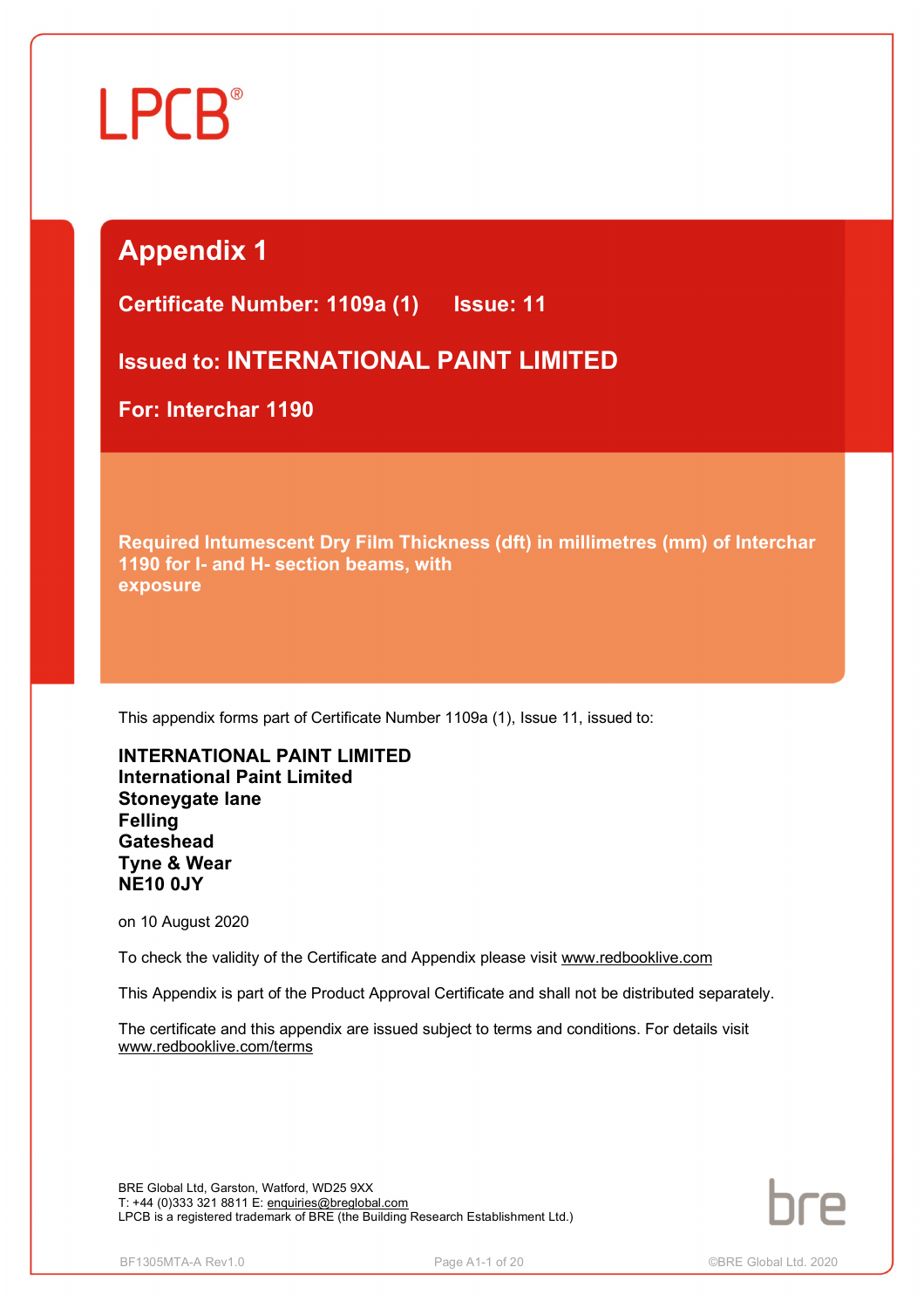LPCB®

# Appendix 1

**Certificate Number: 1109a (1)     Issue: 11**

## Issued to: INTERNATIONAL PAINT LIMITED

**For: Interchar 1190**

**Required Intumescent Dry Film Thickness (dft) in millimetres (mm) of Interchar 1190 for I- and H- section beams, with exposure**

This appendix forms part of Certificate Number 1109a (1), Issue 11, issued to:

**INTERNATIONAL PAINT LIMITED**
**International Paint Limited**
**Stoneygate lane**
**Felling**
**Gateshead**
**Tyne & Wear**
**NE10 0JY**

on 10 August 2020

To check the validity of the Certificate and Appendix please visit www.redbooklive.com

This Appendix is part of the Product Approval Certificate and shall not be distributed separately.

The certificate and this appendix are issued subject to terms and conditions. For details visit www.redbooklive.com/terms

BRE Global Ltd, Garston, Watford, WD25 9XX
T: +44 (0)333 321 8811 E: enquiries@breglobal.com
LPCB is a registered trademark of BRE (the Building Research Establishment Ltd.)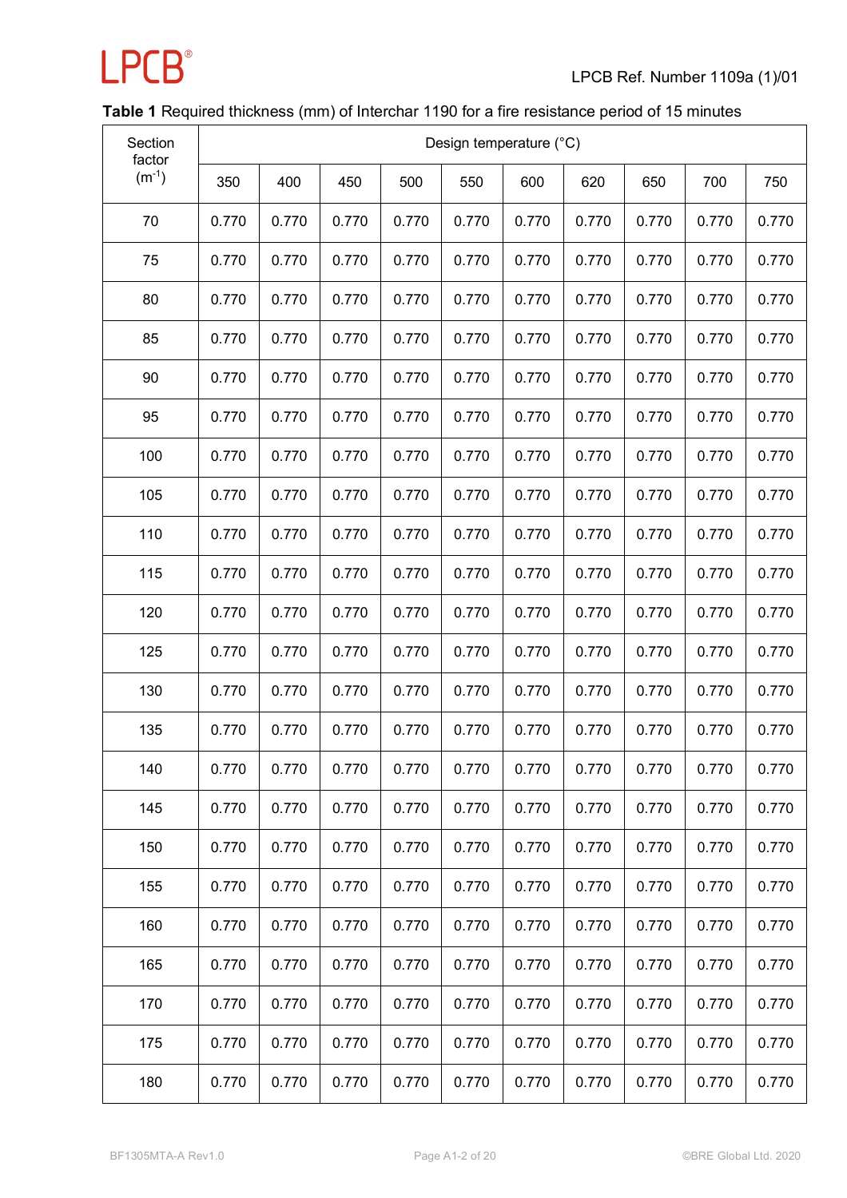**Table 1** Required thickness (mm) of Interchar 1190 for a fire resistance period of 15 minutes

| Section factor ($m^{-1}$) | Design temperature (°C) | | | | | | | | | |
|---|---|---|---|---|---|---|---|---|---|---|
| | 350 | 400 | 450 | 500 | 550 | 600 | 620 | 650 | 700 | 750 |
| 70 | 0.770 | 0.770 | 0.770 | 0.770 | 0.770 | 0.770 | 0.770 | 0.770 | 0.770 | 0.770 |
| 75 | 0.770 | 0.770 | 0.770 | 0.770 | 0.770 | 0.770 | 0.770 | 0.770 | 0.770 | 0.770 |
| 80 | 0.770 | 0.770 | 0.770 | 0.770 | 0.770 | 0.770 | 0.770 | 0.770 | 0.770 | 0.770 |
| 85 | 0.770 | 0.770 | 0.770 | 0.770 | 0.770 | 0.770 | 0.770 | 0.770 | 0.770 | 0.770 |
| 90 | 0.770 | 0.770 | 0.770 | 0.770 | 0.770 | 0.770 | 0.770 | 0.770 | 0.770 | 0.770 |
| 95 | 0.770 | 0.770 | 0.770 | 0.770 | 0.770 | 0.770 | 0.770 | 0.770 | 0.770 | 0.770 |
| 100 | 0.770 | 0.770 | 0.770 | 0.770 | 0.770 | 0.770 | 0.770 | 0.770 | 0.770 | 0.770 |
| 105 | 0.770 | 0.770 | 0.770 | 0.770 | 0.770 | 0.770 | 0.770 | 0.770 | 0.770 | 0.770 |
| 110 | 0.770 | 0.770 | 0.770 | 0.770 | 0.770 | 0.770 | 0.770 | 0.770 | 0.770 | 0.770 |
| 115 | 0.770 | 0.770 | 0.770 | 0.770 | 0.770 | 0.770 | 0.770 | 0.770 | 0.770 | 0.770 |
| 120 | 0.770 | 0.770 | 0.770 | 0.770 | 0.770 | 0.770 | 0.770 | 0.770 | 0.770 | 0.770 |
| 125 | 0.770 | 0.770 | 0.770 | 0.770 | 0.770 | 0.770 | 0.770 | 0.770 | 0.770 | 0.770 |
| 130 | 0.770 | 0.770 | 0.770 | 0.770 | 0.770 | 0.770 | 0.770 | 0.770 | 0.770 | 0.770 |
| 135 | 0.770 | 0.770 | 0.770 | 0.770 | 0.770 | 0.770 | 0.770 | 0.770 | 0.770 | 0.770 |
| 140 | 0.770 | 0.770 | 0.770 | 0.770 | 0.770 | 0.770 | 0.770 | 0.770 | 0.770 | 0.770 |
| 145 | 0.770 | 0.770 | 0.770 | 0.770 | 0.770 | 0.770 | 0.770 | 0.770 | 0.770 | 0.770 |
| 150 | 0.770 | 0.770 | 0.770 | 0.770 | 0.770 | 0.770 | 0.770 | 0.770 | 0.770 | 0.770 |
| 155 | 0.770 | 0.770 | 0.770 | 0.770 | 0.770 | 0.770 | 0.770 | 0.770 | 0.770 | 0.770 |
| 160 | 0.770 | 0.770 | 0.770 | 0.770 | 0.770 | 0.770 | 0.770 | 0.770 | 0.770 | 0.770 |
| 165 | 0.770 | 0.770 | 0.770 | 0.770 | 0.770 | 0.770 | 0.770 | 0.770 | 0.770 | 0.770 |
| 170 | 0.770 | 0.770 | 0.770 | 0.770 | 0.770 | 0.770 | 0.770 | 0.770 | 0.770 | 0.770 |
| 175 | 0.770 | 0.770 | 0.770 | 0.770 | 0.770 | 0.770 | 0.770 | 0.770 | 0.770 | 0.770 |
| 180 | 0.770 | 0.770 | 0.770 | 0.770 | 0.770 | 0.770 | 0.770 | 0.770 | 0.770 | 0.770 |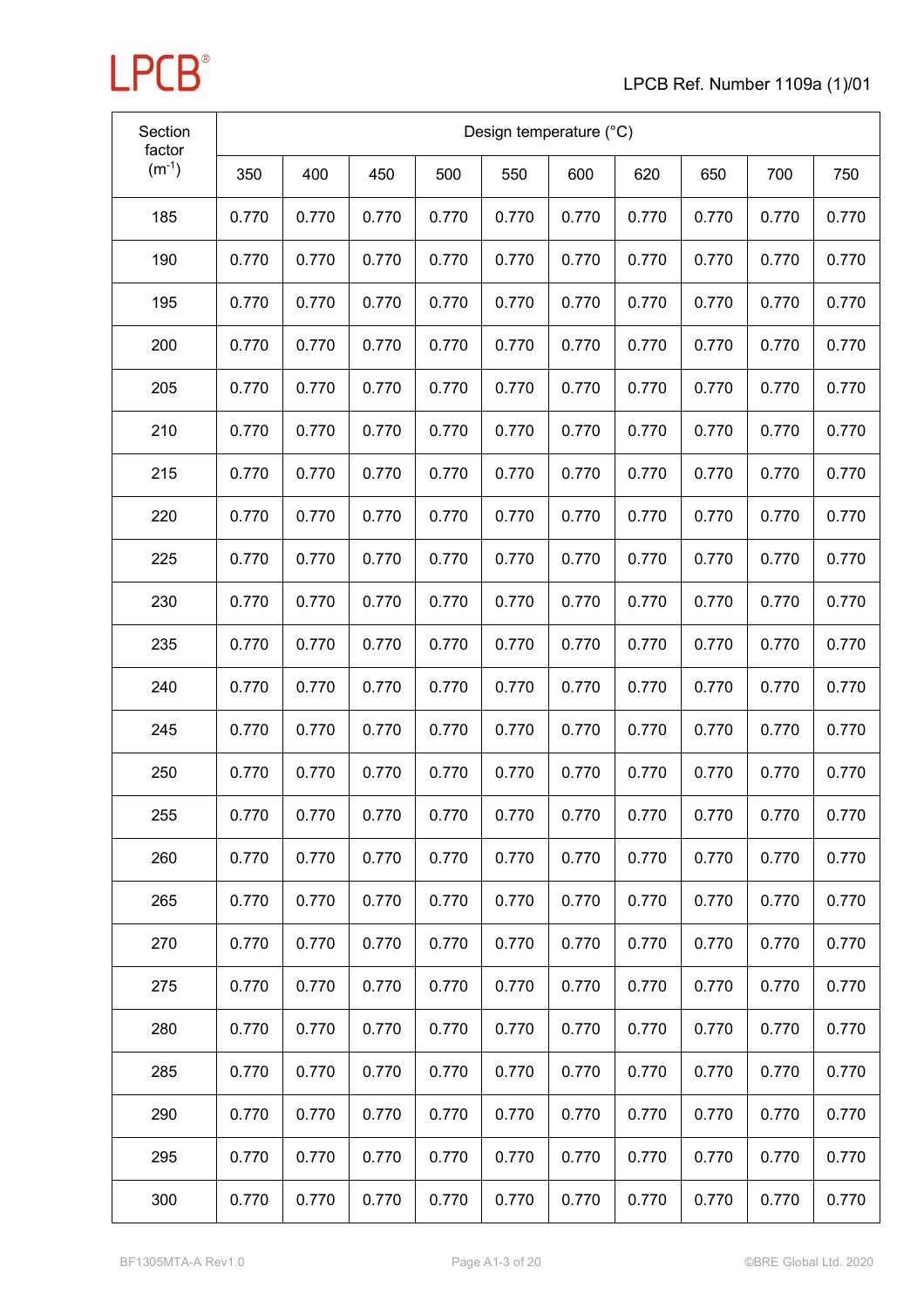| Section factor ($m^{-1}$) | Design temperature (°C) | | | | | | | | | |
|---|---|---|---|---|---|---|---|---|---|---|
| | 350 | 400 | 450 | 500 | 550 | 600 | 620 | 650 | 700 | 750 |
| 185 | 0.770 | 0.770 | 0.770 | 0.770 | 0.770 | 0.770 | 0.770 | 0.770 | 0.770 | 0.770 |
| 190 | 0.770 | 0.770 | 0.770 | 0.770 | 0.770 | 0.770 | 0.770 | 0.770 | 0.770 | 0.770 |
| 195 | 0.770 | 0.770 | 0.770 | 0.770 | 0.770 | 0.770 | 0.770 | 0.770 | 0.770 | 0.770 |
| 200 | 0.770 | 0.770 | 0.770 | 0.770 | 0.770 | 0.770 | 0.770 | 0.770 | 0.770 | 0.770 |
| 205 | 0.770 | 0.770 | 0.770 | 0.770 | 0.770 | 0.770 | 0.770 | 0.770 | 0.770 | 0.770 |
| 210 | 0.770 | 0.770 | 0.770 | 0.770 | 0.770 | 0.770 | 0.770 | 0.770 | 0.770 | 0.770 |
| 215 | 0.770 | 0.770 | 0.770 | 0.770 | 0.770 | 0.770 | 0.770 | 0.770 | 0.770 | 0.770 |
| 220 | 0.770 | 0.770 | 0.770 | 0.770 | 0.770 | 0.770 | 0.770 | 0.770 | 0.770 | 0.770 |
| 225 | 0.770 | 0.770 | 0.770 | 0.770 | 0.770 | 0.770 | 0.770 | 0.770 | 0.770 | 0.770 |
| 230 | 0.770 | 0.770 | 0.770 | 0.770 | 0.770 | 0.770 | 0.770 | 0.770 | 0.770 | 0.770 |
| 235 | 0.770 | 0.770 | 0.770 | 0.770 | 0.770 | 0.770 | 0.770 | 0.770 | 0.770 | 0.770 |
| 240 | 0.770 | 0.770 | 0.770 | 0.770 | 0.770 | 0.770 | 0.770 | 0.770 | 0.770 | 0.770 |
| 245 | 0.770 | 0.770 | 0.770 | 0.770 | 0.770 | 0.770 | 0.770 | 0.770 | 0.770 | 0.770 |
| 250 | 0.770 | 0.770 | 0.770 | 0.770 | 0.770 | 0.770 | 0.770 | 0.770 | 0.770 | 0.770 |
| 255 | 0.770 | 0.770 | 0.770 | 0.770 | 0.770 | 0.770 | 0.770 | 0.770 | 0.770 | 0.770 |
| 260 | 0.770 | 0.770 | 0.770 | 0.770 | 0.770 | 0.770 | 0.770 | 0.770 | 0.770 | 0.770 |
| 265 | 0.770 | 0.770 | 0.770 | 0.770 | 0.770 | 0.770 | 0.770 | 0.770 | 0.770 | 0.770 |
| 270 | 0.770 | 0.770 | 0.770 | 0.770 | 0.770 | 0.770 | 0.770 | 0.770 | 0.770 | 0.770 |
| 275 | 0.770 | 0.770 | 0.770 | 0.770 | 0.770 | 0.770 | 0.770 | 0.770 | 0.770 | 0.770 |
| 280 | 0.770 | 0.770 | 0.770 | 0.770 | 0.770 | 0.770 | 0.770 | 0.770 | 0.770 | 0.770 |
| 285 | 0.770 | 0.770 | 0.770 | 0.770 | 0.770 | 0.770 | 0.770 | 0.770 | 0.770 | 0.770 |
| 290 | 0.770 | 0.770 | 0.770 | 0.770 | 0.770 | 0.770 | 0.770 | 0.770 | 0.770 | 0.770 |
| 295 | 0.770 | 0.770 | 0.770 | 0.770 | 0.770 | 0.770 | 0.770 | 0.770 | 0.770 | 0.770 |
| 300 | 0.770 | 0.770 | 0.770 | 0.770 | 0.770 | 0.770 | 0.770 | 0.770 | 0.770 | 0.770 |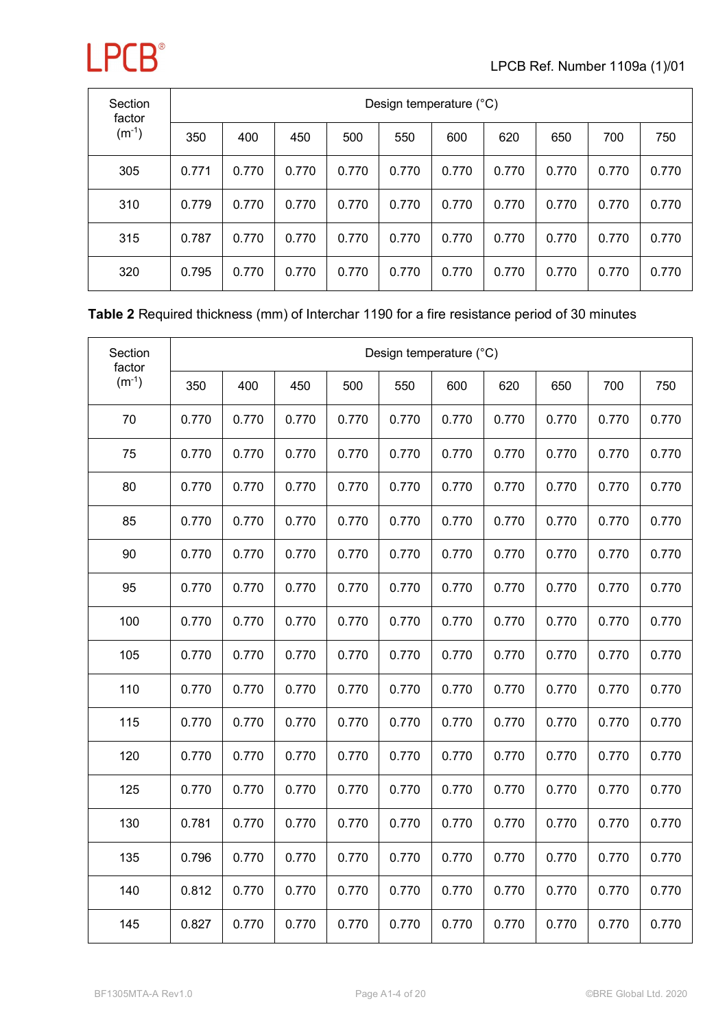| Section factor ($m^{-1}$) | Design temperature (°C) | | | | | | | | | |
|---|---|---|---|---|---|---|---|---|---|---|
| | 350 | 400 | 450 | 500 | 550 | 600 | 620 | 650 | 700 | 750 |
| 305 | 0.771 | 0.770 | 0.770 | 0.770 | 0.770 | 0.770 | 0.770 | 0.770 | 0.770 | 0.770 |
| 310 | 0.779 | 0.770 | 0.770 | 0.770 | 0.770 | 0.770 | 0.770 | 0.770 | 0.770 | 0.770 |
| 315 | 0.787 | 0.770 | 0.770 | 0.770 | 0.770 | 0.770 | 0.770 | 0.770 | 0.770 | 0.770 |
| 320 | 0.795 | 0.770 | 0.770 | 0.770 | 0.770 | 0.770 | 0.770 | 0.770 | 0.770 | 0.770 |

**Table 2** Required thickness (mm) of Interchar 1190 for a fire resistance period of 30 minutes

| Section factor ($m^{-1}$) | Design temperature (°C) | | | | | | | | | |
|---|---|---|---|---|---|---|---|---|---|---|
| | 350 | 400 | 450 | 500 | 550 | 600 | 620 | 650 | 700 | 750 |
| 70 | 0.770 | 0.770 | 0.770 | 0.770 | 0.770 | 0.770 | 0.770 | 0.770 | 0.770 | 0.770 |
| 75 | 0.770 | 0.770 | 0.770 | 0.770 | 0.770 | 0.770 | 0.770 | 0.770 | 0.770 | 0.770 |
| 80 | 0.770 | 0.770 | 0.770 | 0.770 | 0.770 | 0.770 | 0.770 | 0.770 | 0.770 | 0.770 |
| 85 | 0.770 | 0.770 | 0.770 | 0.770 | 0.770 | 0.770 | 0.770 | 0.770 | 0.770 | 0.770 |
| 90 | 0.770 | 0.770 | 0.770 | 0.770 | 0.770 | 0.770 | 0.770 | 0.770 | 0.770 | 0.770 |
| 95 | 0.770 | 0.770 | 0.770 | 0.770 | 0.770 | 0.770 | 0.770 | 0.770 | 0.770 | 0.770 |
| 100 | 0.770 | 0.770 | 0.770 | 0.770 | 0.770 | 0.770 | 0.770 | 0.770 | 0.770 | 0.770 |
| 105 | 0.770 | 0.770 | 0.770 | 0.770 | 0.770 | 0.770 | 0.770 | 0.770 | 0.770 | 0.770 |
| 110 | 0.770 | 0.770 | 0.770 | 0.770 | 0.770 | 0.770 | 0.770 | 0.770 | 0.770 | 0.770 |
| 115 | 0.770 | 0.770 | 0.770 | 0.770 | 0.770 | 0.770 | 0.770 | 0.770 | 0.770 | 0.770 |
| 120 | 0.770 | 0.770 | 0.770 | 0.770 | 0.770 | 0.770 | 0.770 | 0.770 | 0.770 | 0.770 |
| 125 | 0.770 | 0.770 | 0.770 | 0.770 | 0.770 | 0.770 | 0.770 | 0.770 | 0.770 | 0.770 |
| 130 | 0.781 | 0.770 | 0.770 | 0.770 | 0.770 | 0.770 | 0.770 | 0.770 | 0.770 | 0.770 |
| 135 | 0.796 | 0.770 | 0.770 | 0.770 | 0.770 | 0.770 | 0.770 | 0.770 | 0.770 | 0.770 |
| 140 | 0.812 | 0.770 | 0.770 | 0.770 | 0.770 | 0.770 | 0.770 | 0.770 | 0.770 | 0.770 |
| 145 | 0.827 | 0.770 | 0.770 | 0.770 | 0.770 | 0.770 | 0.770 | 0.770 | 0.770 | 0.770 |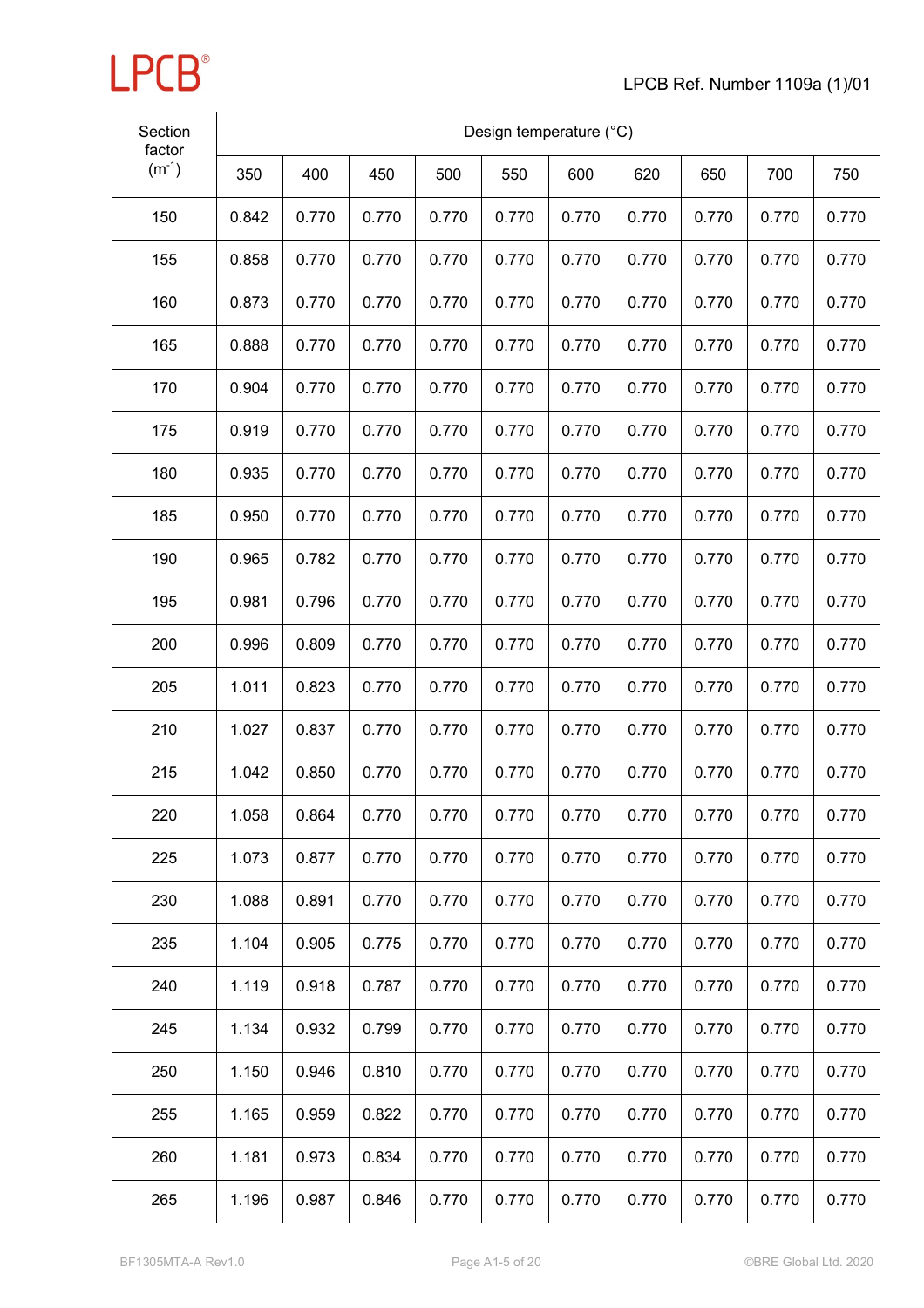| Section factor ($m^{-1}$) | Design temperature (°C) | | | | | | | | | |
|---|---|---|---|---|---|---|---|---|---|---|
| | 350 | 400 | 450 | 500 | 550 | 600 | 620 | 650 | 700 | 750 |
| 150 | 0.842 | 0.770 | 0.770 | 0.770 | 0.770 | 0.770 | 0.770 | 0.770 | 0.770 | 0.770 |
| 155 | 0.858 | 0.770 | 0.770 | 0.770 | 0.770 | 0.770 | 0.770 | 0.770 | 0.770 | 0.770 |
| 160 | 0.873 | 0.770 | 0.770 | 0.770 | 0.770 | 0.770 | 0.770 | 0.770 | 0.770 | 0.770 |
| 165 | 0.888 | 0.770 | 0.770 | 0.770 | 0.770 | 0.770 | 0.770 | 0.770 | 0.770 | 0.770 |
| 170 | 0.904 | 0.770 | 0.770 | 0.770 | 0.770 | 0.770 | 0.770 | 0.770 | 0.770 | 0.770 |
| 175 | 0.919 | 0.770 | 0.770 | 0.770 | 0.770 | 0.770 | 0.770 | 0.770 | 0.770 | 0.770 |
| 180 | 0.935 | 0.770 | 0.770 | 0.770 | 0.770 | 0.770 | 0.770 | 0.770 | 0.770 | 0.770 |
| 185 | 0.950 | 0.770 | 0.770 | 0.770 | 0.770 | 0.770 | 0.770 | 0.770 | 0.770 | 0.770 |
| 190 | 0.965 | 0.782 | 0.770 | 0.770 | 0.770 | 0.770 | 0.770 | 0.770 | 0.770 | 0.770 |
| 195 | 0.981 | 0.796 | 0.770 | 0.770 | 0.770 | 0.770 | 0.770 | 0.770 | 0.770 | 0.770 |
| 200 | 0.996 | 0.809 | 0.770 | 0.770 | 0.770 | 0.770 | 0.770 | 0.770 | 0.770 | 0.770 |
| 205 | 1.011 | 0.823 | 0.770 | 0.770 | 0.770 | 0.770 | 0.770 | 0.770 | 0.770 | 0.770 |
| 210 | 1.027 | 0.837 | 0.770 | 0.770 | 0.770 | 0.770 | 0.770 | 0.770 | 0.770 | 0.770 |
| 215 | 1.042 | 0.850 | 0.770 | 0.770 | 0.770 | 0.770 | 0.770 | 0.770 | 0.770 | 0.770 |
| 220 | 1.058 | 0.864 | 0.770 | 0.770 | 0.770 | 0.770 | 0.770 | 0.770 | 0.770 | 0.770 |
| 225 | 1.073 | 0.877 | 0.770 | 0.770 | 0.770 | 0.770 | 0.770 | 0.770 | 0.770 | 0.770 |
| 230 | 1.088 | 0.891 | 0.770 | 0.770 | 0.770 | 0.770 | 0.770 | 0.770 | 0.770 | 0.770 |
| 235 | 1.104 | 0.905 | 0.775 | 0.770 | 0.770 | 0.770 | 0.770 | 0.770 | 0.770 | 0.770 |
| 240 | 1.119 | 0.918 | 0.787 | 0.770 | 0.770 | 0.770 | 0.770 | 0.770 | 0.770 | 0.770 |
| 245 | 1.134 | 0.932 | 0.799 | 0.770 | 0.770 | 0.770 | 0.770 | 0.770 | 0.770 | 0.770 |
| 250 | 1.150 | 0.946 | 0.810 | 0.770 | 0.770 | 0.770 | 0.770 | 0.770 | 0.770 | 0.770 |
| 255 | 1.165 | 0.959 | 0.822 | 0.770 | 0.770 | 0.770 | 0.770 | 0.770 | 0.770 | 0.770 |
| 260 | 1.181 | 0.973 | 0.834 | 0.770 | 0.770 | 0.770 | 0.770 | 0.770 | 0.770 | 0.770 |
| 265 | 1.196 | 0.987 | 0.846 | 0.770 | 0.770 | 0.770 | 0.770 | 0.770 | 0.770 | 0.770 |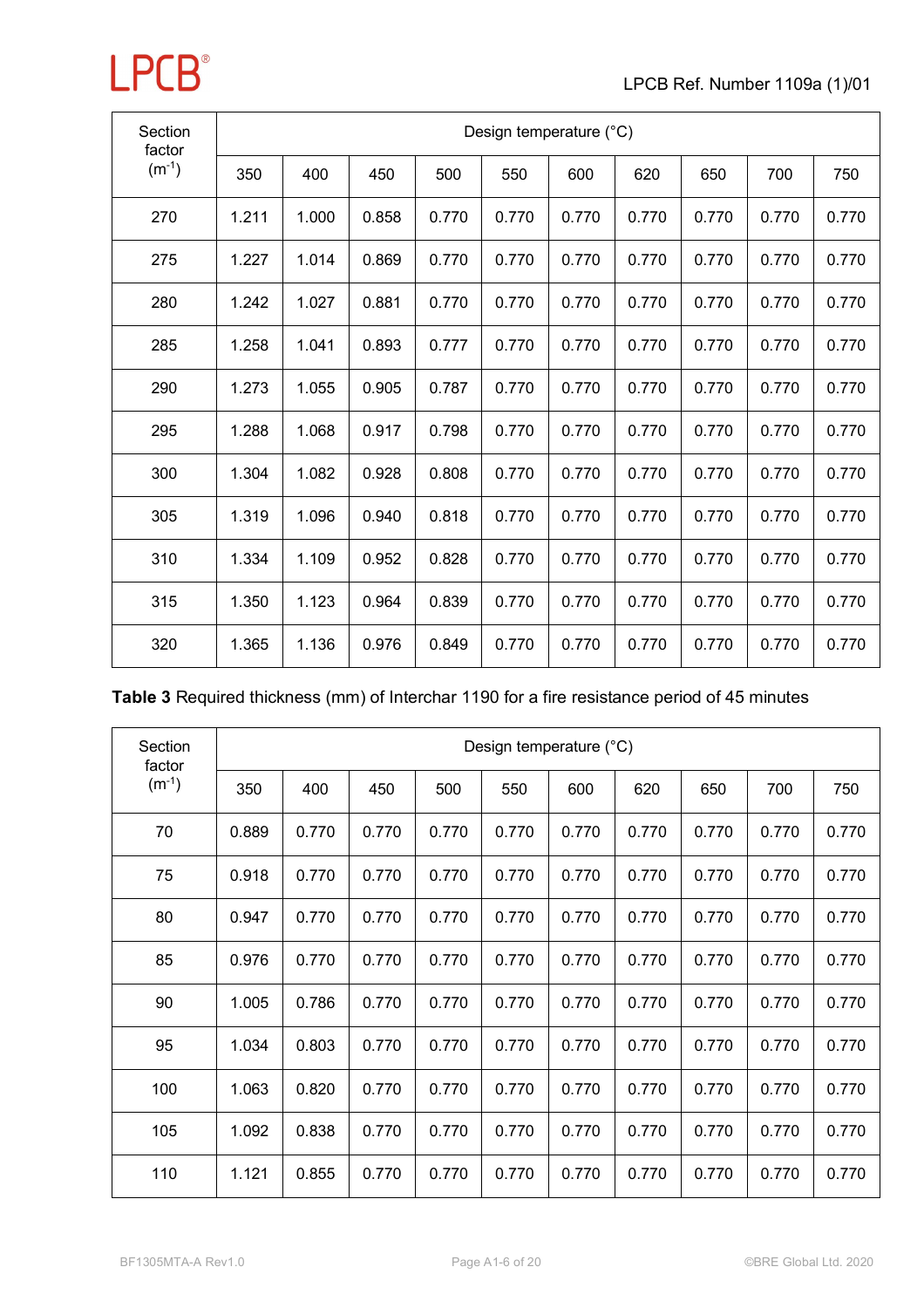| Section factor ($m^{-1}$) | Design temperature (°C) | | | | | | | | | |
|---|---|---|---|---|---|---|---|---|---|---|
| | 350 | 400 | 450 | 500 | 550 | 600 | 620 | 650 | 700 | 750 |
| 270 | 1.211 | 1.000 | 0.858 | 0.770 | 0.770 | 0.770 | 0.770 | 0.770 | 0.770 | 0.770 |
| 275 | 1.227 | 1.014 | 0.869 | 0.770 | 0.770 | 0.770 | 0.770 | 0.770 | 0.770 | 0.770 |
| 280 | 1.242 | 1.027 | 0.881 | 0.770 | 0.770 | 0.770 | 0.770 | 0.770 | 0.770 | 0.770 |
| 285 | 1.258 | 1.041 | 0.893 | 0.777 | 0.770 | 0.770 | 0.770 | 0.770 | 0.770 | 0.770 |
| 290 | 1.273 | 1.055 | 0.905 | 0.787 | 0.770 | 0.770 | 0.770 | 0.770 | 0.770 | 0.770 |
| 295 | 1.288 | 1.068 | 0.917 | 0.798 | 0.770 | 0.770 | 0.770 | 0.770 | 0.770 | 0.770 |
| 300 | 1.304 | 1.082 | 0.928 | 0.808 | 0.770 | 0.770 | 0.770 | 0.770 | 0.770 | 0.770 |
| 305 | 1.319 | 1.096 | 0.940 | 0.818 | 0.770 | 0.770 | 0.770 | 0.770 | 0.770 | 0.770 |
| 310 | 1.334 | 1.109 | 0.952 | 0.828 | 0.770 | 0.770 | 0.770 | 0.770 | 0.770 | 0.770 |
| 315 | 1.350 | 1.123 | 0.964 | 0.839 | 0.770 | 0.770 | 0.770 | 0.770 | 0.770 | 0.770 |
| 320 | 1.365 | 1.136 | 0.976 | 0.849 | 0.770 | 0.770 | 0.770 | 0.770 | 0.770 | 0.770 |

**Table 3** Required thickness (mm) of Interchar 1190 for a fire resistance period of 45 minutes

| Section factor ($m^{-1}$) | Design temperature (°C) | | | | | | | | | |
|---|---|---|---|---|---|---|---|---|---|---|
| | 350 | 400 | 450 | 500 | 550 | 600 | 620 | 650 | 700 | 750 |
| 70 | 0.889 | 0.770 | 0.770 | 0.770 | 0.770 | 0.770 | 0.770 | 0.770 | 0.770 | 0.770 |
| 75 | 0.918 | 0.770 | 0.770 | 0.770 | 0.770 | 0.770 | 0.770 | 0.770 | 0.770 | 0.770 |
| 80 | 0.947 | 0.770 | 0.770 | 0.770 | 0.770 | 0.770 | 0.770 | 0.770 | 0.770 | 0.770 |
| 85 | 0.976 | 0.770 | 0.770 | 0.770 | 0.770 | 0.770 | 0.770 | 0.770 | 0.770 | 0.770 |
| 90 | 1.005 | 0.786 | 0.770 | 0.770 | 0.770 | 0.770 | 0.770 | 0.770 | 0.770 | 0.770 |
| 95 | 1.034 | 0.803 | 0.770 | 0.770 | 0.770 | 0.770 | 0.770 | 0.770 | 0.770 | 0.770 |
| 100 | 1.063 | 0.820 | 0.770 | 0.770 | 0.770 | 0.770 | 0.770 | 0.770 | 0.770 | 0.770 |
| 105 | 1.092 | 0.838 | 0.770 | 0.770 | 0.770 | 0.770 | 0.770 | 0.770 | 0.770 | 0.770 |
| 110 | 1.121 | 0.855 | 0.770 | 0.770 | 0.770 | 0.770 | 0.770 | 0.770 | 0.770 | 0.770 |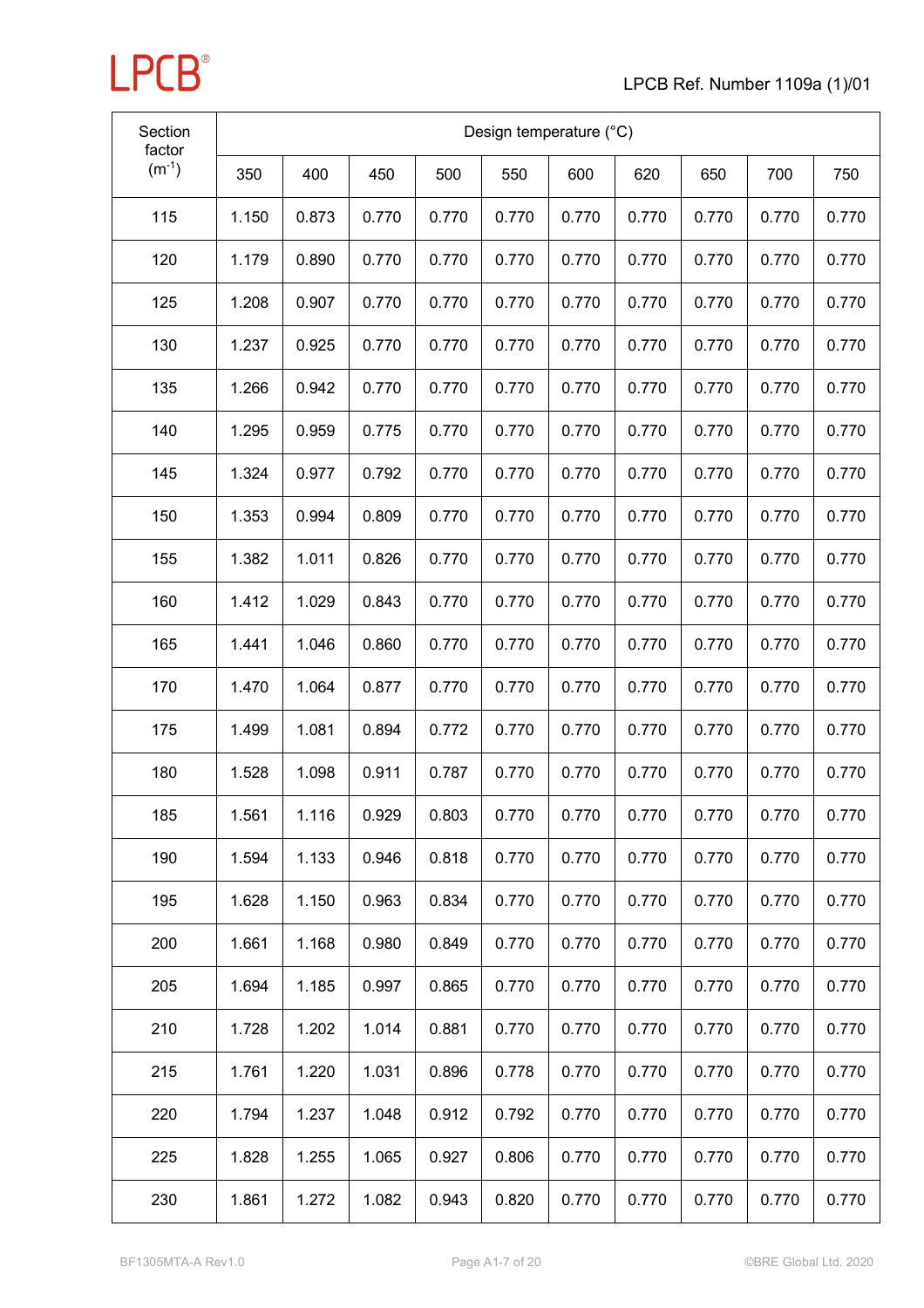| Section factor ($m^{-1}$) | Design temperature (°C) | | | | | | | | | |
|---|---|---|---|---|---|---|---|---|---|---|
| | 350 | 400 | 450 | 500 | 550 | 600 | 620 | 650 | 700 | 750 |
| 115 | 1.150 | 0.873 | 0.770 | 0.770 | 0.770 | 0.770 | 0.770 | 0.770 | 0.770 | 0.770 |
| 120 | 1.179 | 0.890 | 0.770 | 0.770 | 0.770 | 0.770 | 0.770 | 0.770 | 0.770 | 0.770 |
| 125 | 1.208 | 0.907 | 0.770 | 0.770 | 0.770 | 0.770 | 0.770 | 0.770 | 0.770 | 0.770 |
| 130 | 1.237 | 0.925 | 0.770 | 0.770 | 0.770 | 0.770 | 0.770 | 0.770 | 0.770 | 0.770 |
| 135 | 1.266 | 0.942 | 0.770 | 0.770 | 0.770 | 0.770 | 0.770 | 0.770 | 0.770 | 0.770 |
| 140 | 1.295 | 0.959 | 0.775 | 0.770 | 0.770 | 0.770 | 0.770 | 0.770 | 0.770 | 0.770 |
| 145 | 1.324 | 0.977 | 0.792 | 0.770 | 0.770 | 0.770 | 0.770 | 0.770 | 0.770 | 0.770 |
| 150 | 1.353 | 0.994 | 0.809 | 0.770 | 0.770 | 0.770 | 0.770 | 0.770 | 0.770 | 0.770 |
| 155 | 1.382 | 1.011 | 0.826 | 0.770 | 0.770 | 0.770 | 0.770 | 0.770 | 0.770 | 0.770 |
| 160 | 1.412 | 1.029 | 0.843 | 0.770 | 0.770 | 0.770 | 0.770 | 0.770 | 0.770 | 0.770 |
| 165 | 1.441 | 1.046 | 0.860 | 0.770 | 0.770 | 0.770 | 0.770 | 0.770 | 0.770 | 0.770 |
| 170 | 1.470 | 1.064 | 0.877 | 0.770 | 0.770 | 0.770 | 0.770 | 0.770 | 0.770 | 0.770 |
| 175 | 1.499 | 1.081 | 0.894 | 0.772 | 0.770 | 0.770 | 0.770 | 0.770 | 0.770 | 0.770 |
| 180 | 1.528 | 1.098 | 0.911 | 0.787 | 0.770 | 0.770 | 0.770 | 0.770 | 0.770 | 0.770 |
| 185 | 1.561 | 1.116 | 0.929 | 0.803 | 0.770 | 0.770 | 0.770 | 0.770 | 0.770 | 0.770 |
| 190 | 1.594 | 1.133 | 0.946 | 0.818 | 0.770 | 0.770 | 0.770 | 0.770 | 0.770 | 0.770 |
| 195 | 1.628 | 1.150 | 0.963 | 0.834 | 0.770 | 0.770 | 0.770 | 0.770 | 0.770 | 0.770 |
| 200 | 1.661 | 1.168 | 0.980 | 0.849 | 0.770 | 0.770 | 0.770 | 0.770 | 0.770 | 0.770 |
| 205 | 1.694 | 1.185 | 0.997 | 0.865 | 0.770 | 0.770 | 0.770 | 0.770 | 0.770 | 0.770 |
| 210 | 1.728 | 1.202 | 1.014 | 0.881 | 0.770 | 0.770 | 0.770 | 0.770 | 0.770 | 0.770 |
| 215 | 1.761 | 1.220 | 1.031 | 0.896 | 0.778 | 0.770 | 0.770 | 0.770 | 0.770 | 0.770 |
| 220 | 1.794 | 1.237 | 1.048 | 0.912 | 0.792 | 0.770 | 0.770 | 0.770 | 0.770 | 0.770 |
| 225 | 1.828 | 1.255 | 1.065 | 0.927 | 0.806 | 0.770 | 0.770 | 0.770 | 0.770 | 0.770 |
| 230 | 1.861 | 1.272 | 1.082 | 0.943 | 0.820 | 0.770 | 0.770 | 0.770 | 0.770 | 0.770 |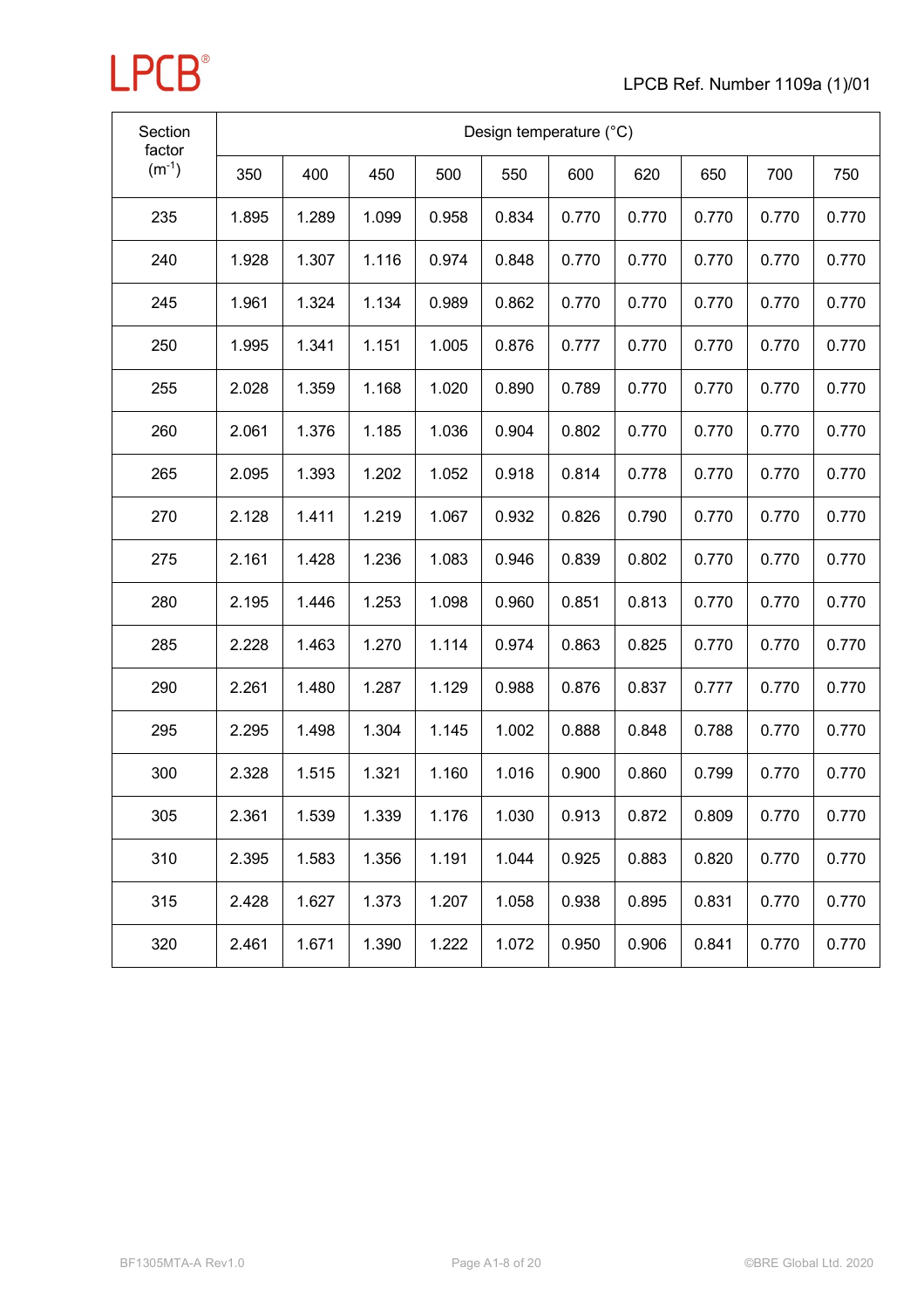| Section factor ($m^{-1}$) | Design temperature (°C) | | | | | | | | | |
|---|---|---|---|---|---|---|---|---|---|---|
| | 350 | 400 | 450 | 500 | 550 | 600 | 620 | 650 | 700 | 750 |
| 235 | 1.895 | 1.289 | 1.099 | 0.958 | 0.834 | 0.770 | 0.770 | 0.770 | 0.770 | 0.770 |
| 240 | 1.928 | 1.307 | 1.116 | 0.974 | 0.848 | 0.770 | 0.770 | 0.770 | 0.770 | 0.770 |
| 245 | 1.961 | 1.324 | 1.134 | 0.989 | 0.862 | 0.770 | 0.770 | 0.770 | 0.770 | 0.770 |
| 250 | 1.995 | 1.341 | 1.151 | 1.005 | 0.876 | 0.777 | 0.770 | 0.770 | 0.770 | 0.770 |
| 255 | 2.028 | 1.359 | 1.168 | 1.020 | 0.890 | 0.789 | 0.770 | 0.770 | 0.770 | 0.770 |
| 260 | 2.061 | 1.376 | 1.185 | 1.036 | 0.904 | 0.802 | 0.770 | 0.770 | 0.770 | 0.770 |
| 265 | 2.095 | 1.393 | 1.202 | 1.052 | 0.918 | 0.814 | 0.778 | 0.770 | 0.770 | 0.770 |
| 270 | 2.128 | 1.411 | 1.219 | 1.067 | 0.932 | 0.826 | 0.790 | 0.770 | 0.770 | 0.770 |
| 275 | 2.161 | 1.428 | 1.236 | 1.083 | 0.946 | 0.839 | 0.802 | 0.770 | 0.770 | 0.770 |
| 280 | 2.195 | 1.446 | 1.253 | 1.098 | 0.960 | 0.851 | 0.813 | 0.770 | 0.770 | 0.770 |
| 285 | 2.228 | 1.463 | 1.270 | 1.114 | 0.974 | 0.863 | 0.825 | 0.770 | 0.770 | 0.770 |
| 290 | 2.261 | 1.480 | 1.287 | 1.129 | 0.988 | 0.876 | 0.837 | 0.777 | 0.770 | 0.770 |
| 295 | 2.295 | 1.498 | 1.304 | 1.145 | 1.002 | 0.888 | 0.848 | 0.788 | 0.770 | 0.770 |
| 300 | 2.328 | 1.515 | 1.321 | 1.160 | 1.016 | 0.900 | 0.860 | 0.799 | 0.770 | 0.770 |
| 305 | 2.361 | 1.539 | 1.339 | 1.176 | 1.030 | 0.913 | 0.872 | 0.809 | 0.770 | 0.770 |
| 310 | 2.395 | 1.583 | 1.356 | 1.191 | 1.044 | 0.925 | 0.883 | 0.820 | 0.770 | 0.770 |
| 315 | 2.428 | 1.627 | 1.373 | 1.207 | 1.058 | 0.938 | 0.895 | 0.831 | 0.770 | 0.770 |
| 320 | 2.461 | 1.671 | 1.390 | 1.222 | 1.072 | 0.950 | 0.906 | 0.841 | 0.770 | 0.770 |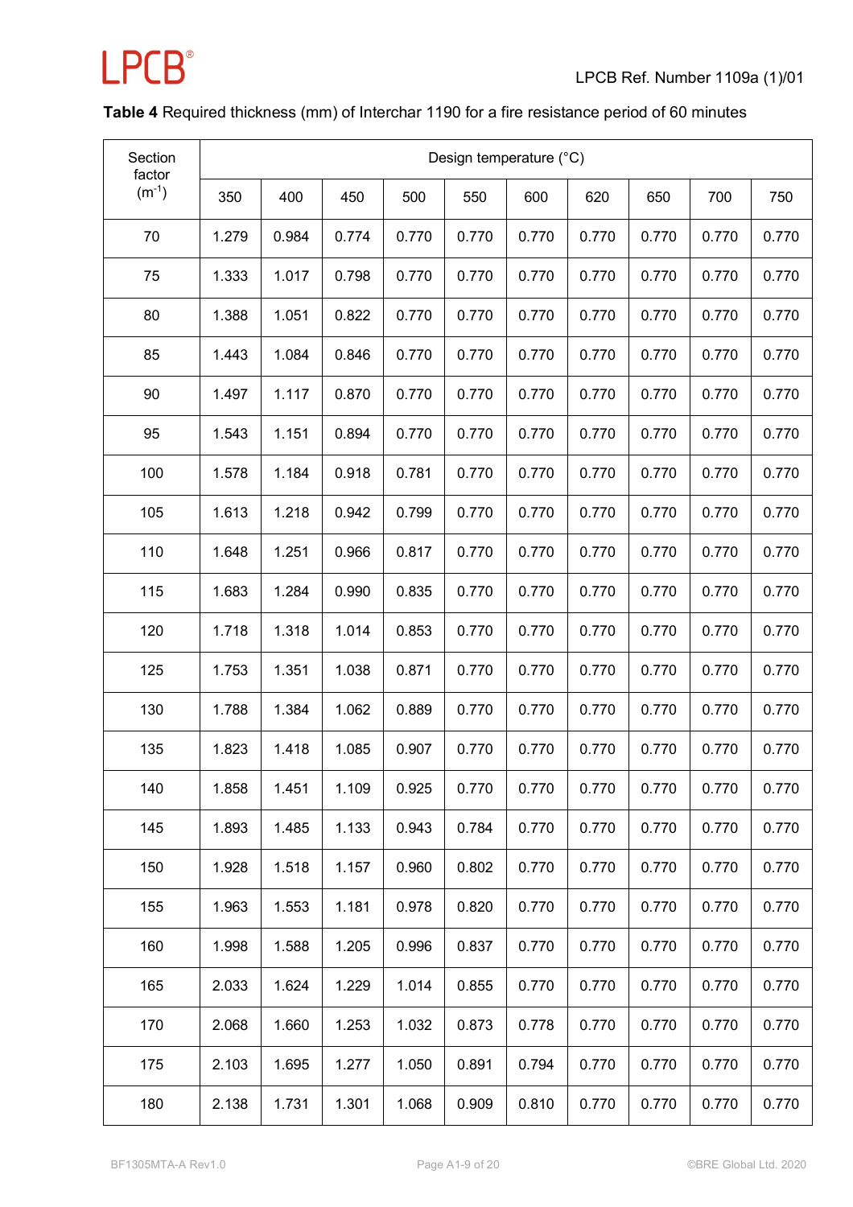**Table 4** Required thickness (mm) of Interchar 1190 for a fire resistance period of 60 minutes

| Section factor ($m^{-1}$) | Design temperature (°C) | | | | | | | | | |
|---|---|---|---|---|---|---|---|---|---|---|
| | 350 | 400 | 450 | 500 | 550 | 600 | 620 | 650 | 700 | 750 |
| 70 | 1.279 | 0.984 | 0.774 | 0.770 | 0.770 | 0.770 | 0.770 | 0.770 | 0.770 | 0.770 |
| 75 | 1.333 | 1.017 | 0.798 | 0.770 | 0.770 | 0.770 | 0.770 | 0.770 | 0.770 | 0.770 |
| 80 | 1.388 | 1.051 | 0.822 | 0.770 | 0.770 | 0.770 | 0.770 | 0.770 | 0.770 | 0.770 |
| 85 | 1.443 | 1.084 | 0.846 | 0.770 | 0.770 | 0.770 | 0.770 | 0.770 | 0.770 | 0.770 |
| 90 | 1.497 | 1.117 | 0.870 | 0.770 | 0.770 | 0.770 | 0.770 | 0.770 | 0.770 | 0.770 |
| 95 | 1.543 | 1.151 | 0.894 | 0.770 | 0.770 | 0.770 | 0.770 | 0.770 | 0.770 | 0.770 |
| 100 | 1.578 | 1.184 | 0.918 | 0.781 | 0.770 | 0.770 | 0.770 | 0.770 | 0.770 | 0.770 |
| 105 | 1.613 | 1.218 | 0.942 | 0.799 | 0.770 | 0.770 | 0.770 | 0.770 | 0.770 | 0.770 |
| 110 | 1.648 | 1.251 | 0.966 | 0.817 | 0.770 | 0.770 | 0.770 | 0.770 | 0.770 | 0.770 |
| 115 | 1.683 | 1.284 | 0.990 | 0.835 | 0.770 | 0.770 | 0.770 | 0.770 | 0.770 | 0.770 |
| 120 | 1.718 | 1.318 | 1.014 | 0.853 | 0.770 | 0.770 | 0.770 | 0.770 | 0.770 | 0.770 |
| 125 | 1.753 | 1.351 | 1.038 | 0.871 | 0.770 | 0.770 | 0.770 | 0.770 | 0.770 | 0.770 |
| 130 | 1.788 | 1.384 | 1.062 | 0.889 | 0.770 | 0.770 | 0.770 | 0.770 | 0.770 | 0.770 |
| 135 | 1.823 | 1.418 | 1.085 | 0.907 | 0.770 | 0.770 | 0.770 | 0.770 | 0.770 | 0.770 |
| 140 | 1.858 | 1.451 | 1.109 | 0.925 | 0.770 | 0.770 | 0.770 | 0.770 | 0.770 | 0.770 |
| 145 | 1.893 | 1.485 | 1.133 | 0.943 | 0.784 | 0.770 | 0.770 | 0.770 | 0.770 | 0.770 |
| 150 | 1.928 | 1.518 | 1.157 | 0.960 | 0.802 | 0.770 | 0.770 | 0.770 | 0.770 | 0.770 |
| 155 | 1.963 | 1.553 | 1.181 | 0.978 | 0.820 | 0.770 | 0.770 | 0.770 | 0.770 | 0.770 |
| 160 | 1.998 | 1.588 | 1.205 | 0.996 | 0.837 | 0.770 | 0.770 | 0.770 | 0.770 | 0.770 |
| 165 | 2.033 | 1.624 | 1.229 | 1.014 | 0.855 | 0.770 | 0.770 | 0.770 | 0.770 | 0.770 |
| 170 | 2.068 | 1.660 | 1.253 | 1.032 | 0.873 | 0.778 | 0.770 | 0.770 | 0.770 | 0.770 |
| 175 | 2.103 | 1.695 | 1.277 | 1.050 | 0.891 | 0.794 | 0.770 | 0.770 | 0.770 | 0.770 |
| 180 | 2.138 | 1.731 | 1.301 | 1.068 | 0.909 | 0.810 | 0.770 | 0.770 | 0.770 | 0.770 |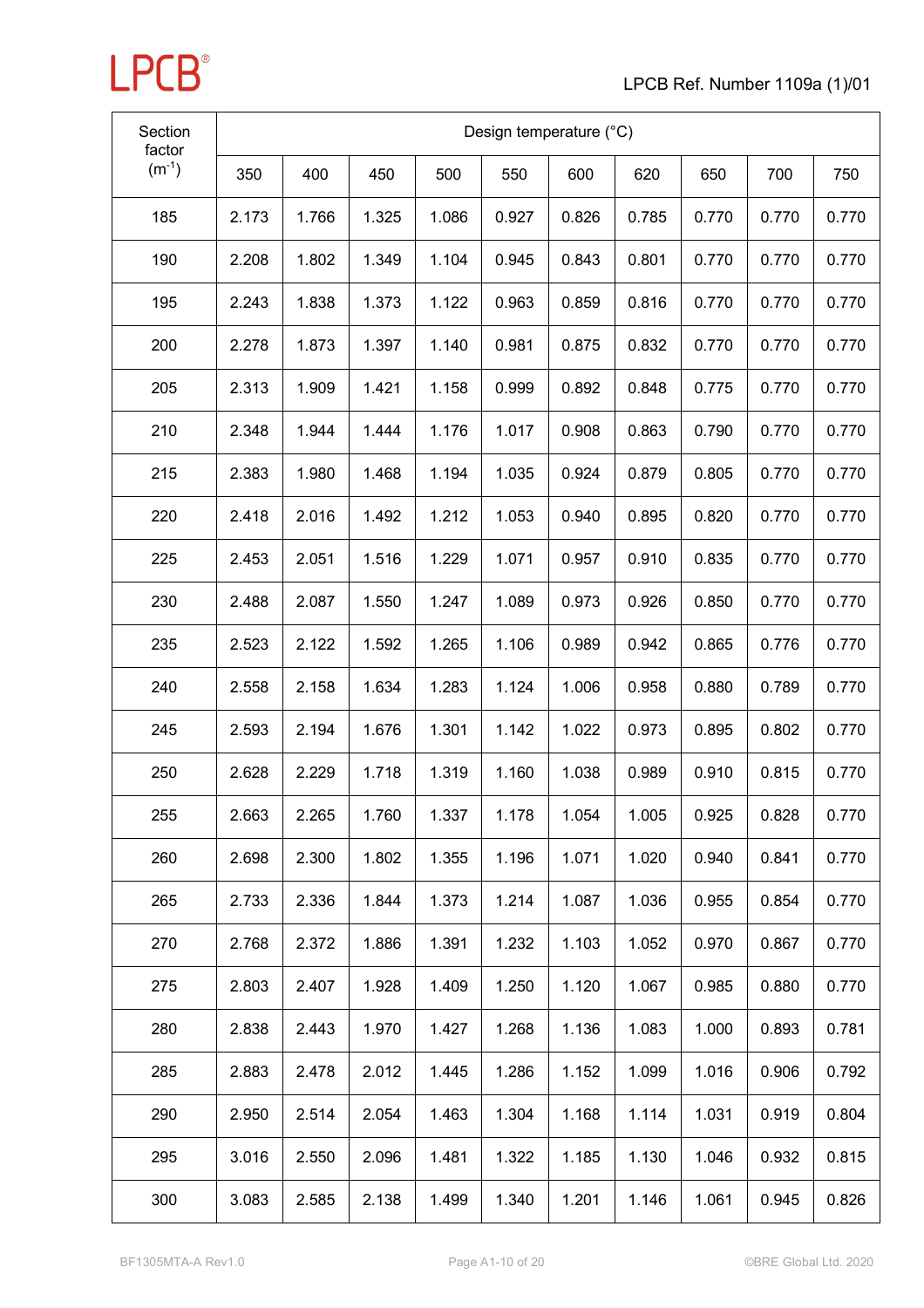| Section factor ($m^{-1}$) | Design temperature (°C) | | | | | | | | | |
|---|---|---|---|---|---|---|---|---|---|---|
| | 350 | 400 | 450 | 500 | 550 | 600 | 620 | 650 | 700 | 750 |
| 185 | 2.173 | 1.766 | 1.325 | 1.086 | 0.927 | 0.826 | 0.785 | 0.770 | 0.770 | 0.770 |
| 190 | 2.208 | 1.802 | 1.349 | 1.104 | 0.945 | 0.843 | 0.801 | 0.770 | 0.770 | 0.770 |
| 195 | 2.243 | 1.838 | 1.373 | 1.122 | 0.963 | 0.859 | 0.816 | 0.770 | 0.770 | 0.770 |
| 200 | 2.278 | 1.873 | 1.397 | 1.140 | 0.981 | 0.875 | 0.832 | 0.770 | 0.770 | 0.770 |
| 205 | 2.313 | 1.909 | 1.421 | 1.158 | 0.999 | 0.892 | 0.848 | 0.775 | 0.770 | 0.770 |
| 210 | 2.348 | 1.944 | 1.444 | 1.176 | 1.017 | 0.908 | 0.863 | 0.790 | 0.770 | 0.770 |
| 215 | 2.383 | 1.980 | 1.468 | 1.194 | 1.035 | 0.924 | 0.879 | 0.805 | 0.770 | 0.770 |
| 220 | 2.418 | 2.016 | 1.492 | 1.212 | 1.053 | 0.940 | 0.895 | 0.820 | 0.770 | 0.770 |
| 225 | 2.453 | 2.051 | 1.516 | 1.229 | 1.071 | 0.957 | 0.910 | 0.835 | 0.770 | 0.770 |
| 230 | 2.488 | 2.087 | 1.550 | 1.247 | 1.089 | 0.973 | 0.926 | 0.850 | 0.770 | 0.770 |
| 235 | 2.523 | 2.122 | 1.592 | 1.265 | 1.106 | 0.989 | 0.942 | 0.865 | 0.776 | 0.770 |
| 240 | 2.558 | 2.158 | 1.634 | 1.283 | 1.124 | 1.006 | 0.958 | 0.880 | 0.789 | 0.770 |
| 245 | 2.593 | 2.194 | 1.676 | 1.301 | 1.142 | 1.022 | 0.973 | 0.895 | 0.802 | 0.770 |
| 250 | 2.628 | 2.229 | 1.718 | 1.319 | 1.160 | 1.038 | 0.989 | 0.910 | 0.815 | 0.770 |
| 255 | 2.663 | 2.265 | 1.760 | 1.337 | 1.178 | 1.054 | 1.005 | 0.925 | 0.828 | 0.770 |
| 260 | 2.698 | 2.300 | 1.802 | 1.355 | 1.196 | 1.071 | 1.020 | 0.940 | 0.841 | 0.770 |
| 265 | 2.733 | 2.336 | 1.844 | 1.373 | 1.214 | 1.087 | 1.036 | 0.955 | 0.854 | 0.770 |
| 270 | 2.768 | 2.372 | 1.886 | 1.391 | 1.232 | 1.103 | 1.052 | 0.970 | 0.867 | 0.770 |
| 275 | 2.803 | 2.407 | 1.928 | 1.409 | 1.250 | 1.120 | 1.067 | 0.985 | 0.880 | 0.770 |
| 280 | 2.838 | 2.443 | 1.970 | 1.427 | 1.268 | 1.136 | 1.083 | 1.000 | 0.893 | 0.781 |
| 285 | 2.883 | 2.478 | 2.012 | 1.445 | 1.286 | 1.152 | 1.099 | 1.016 | 0.906 | 0.792 |
| 290 | 2.950 | 2.514 | 2.054 | 1.463 | 1.304 | 1.168 | 1.114 | 1.031 | 0.919 | 0.804 |
| 295 | 3.016 | 2.550 | 2.096 | 1.481 | 1.322 | 1.185 | 1.130 | 1.046 | 0.932 | 0.815 |
| 300 | 3.083 | 2.585 | 2.138 | 1.499 | 1.340 | 1.201 | 1.146 | 1.061 | 0.945 | 0.826 |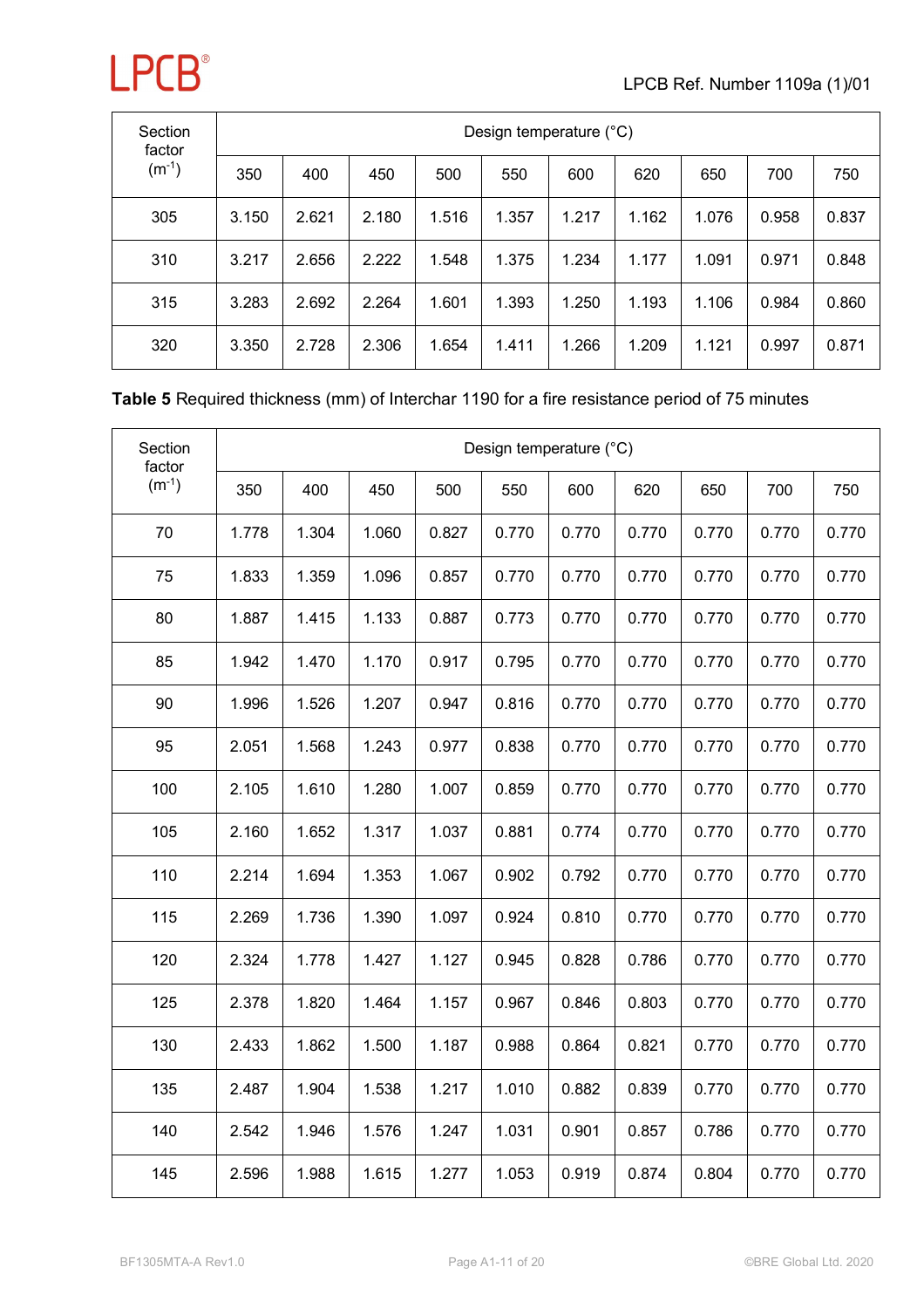| Section factor ($m^{-1}$) | Design temperature (°C) | | | | | | | | | |
|---|---|---|---|---|---|---|---|---|---|---|
| | 350 | 400 | 450 | 500 | 550 | 600 | 620 | 650 | 700 | 750 |
| 305 | 3.150 | 2.621 | 2.180 | 1.516 | 1.357 | 1.217 | 1.162 | 1.076 | 0.958 | 0.837 |
| 310 | 3.217 | 2.656 | 2.222 | 1.548 | 1.375 | 1.234 | 1.177 | 1.091 | 0.971 | 0.848 |
| 315 | 3.283 | 2.692 | 2.264 | 1.601 | 1.393 | 1.250 | 1.193 | 1.106 | 0.984 | 0.860 |
| 320 | 3.350 | 2.728 | 2.306 | 1.654 | 1.411 | 1.266 | 1.209 | 1.121 | 0.997 | 0.871 |

**Table 5** Required thickness (mm) of Interchar 1190 for a fire resistance period of 75 minutes

| Section factor ($m^{-1}$) | Design temperature (°C) | | | | | | | | | |
|---|---|---|---|---|---|---|---|---|---|---|
| | 350 | 400 | 450 | 500 | 550 | 600 | 620 | 650 | 700 | 750 |
| 70 | 1.778 | 1.304 | 1.060 | 0.827 | 0.770 | 0.770 | 0.770 | 0.770 | 0.770 | 0.770 |
| 75 | 1.833 | 1.359 | 1.096 | 0.857 | 0.770 | 0.770 | 0.770 | 0.770 | 0.770 | 0.770 |
| 80 | 1.887 | 1.415 | 1.133 | 0.887 | 0.773 | 0.770 | 0.770 | 0.770 | 0.770 | 0.770 |
| 85 | 1.942 | 1.470 | 1.170 | 0.917 | 0.795 | 0.770 | 0.770 | 0.770 | 0.770 | 0.770 |
| 90 | 1.996 | 1.526 | 1.207 | 0.947 | 0.816 | 0.770 | 0.770 | 0.770 | 0.770 | 0.770 |
| 95 | 2.051 | 1.568 | 1.243 | 0.977 | 0.838 | 0.770 | 0.770 | 0.770 | 0.770 | 0.770 |
| 100 | 2.105 | 1.610 | 1.280 | 1.007 | 0.859 | 0.770 | 0.770 | 0.770 | 0.770 | 0.770 |
| 105 | 2.160 | 1.652 | 1.317 | 1.037 | 0.881 | 0.774 | 0.770 | 0.770 | 0.770 | 0.770 |
| 110 | 2.214 | 1.694 | 1.353 | 1.067 | 0.902 | 0.792 | 0.770 | 0.770 | 0.770 | 0.770 |
| 115 | 2.269 | 1.736 | 1.390 | 1.097 | 0.924 | 0.810 | 0.770 | 0.770 | 0.770 | 0.770 |
| 120 | 2.324 | 1.778 | 1.427 | 1.127 | 0.945 | 0.828 | 0.786 | 0.770 | 0.770 | 0.770 |
| 125 | 2.378 | 1.820 | 1.464 | 1.157 | 0.967 | 0.846 | 0.803 | 0.770 | 0.770 | 0.770 |
| 130 | 2.433 | 1.862 | 1.500 | 1.187 | 0.988 | 0.864 | 0.821 | 0.770 | 0.770 | 0.770 |
| 135 | 2.487 | 1.904 | 1.538 | 1.217 | 1.010 | 0.882 | 0.839 | 0.770 | 0.770 | 0.770 |
| 140 | 2.542 | 1.946 | 1.576 | 1.247 | 1.031 | 0.901 | 0.857 | 0.786 | 0.770 | 0.770 |
| 145 | 2.596 | 1.988 | 1.615 | 1.277 | 1.053 | 0.919 | 0.874 | 0.804 | 0.770 | 0.770 |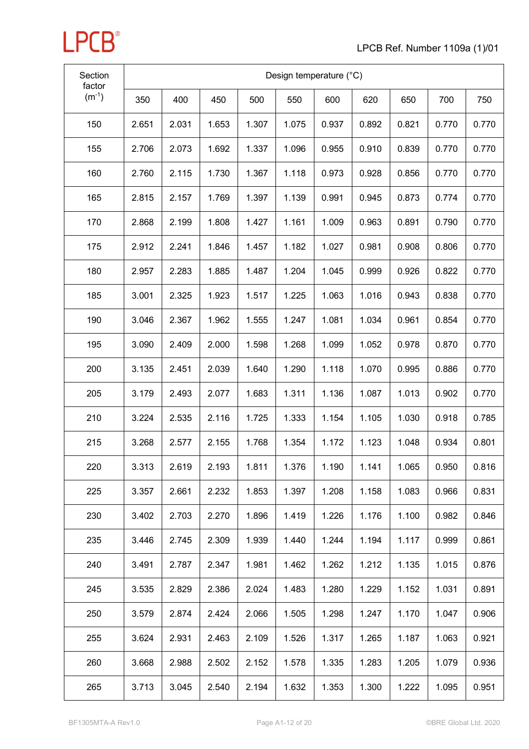| Section factor ($m^{-1}$) | Design temperature (°C) | | | | | | | | | |
|---|---|---|---|---|---|---|---|---|---|---|
| | 350 | 400 | 450 | 500 | 550 | 600 | 620 | 650 | 700 | 750 |
| 150 | 2.651 | 2.031 | 1.653 | 1.307 | 1.075 | 0.937 | 0.892 | 0.821 | 0.770 | 0.770 |
| 155 | 2.706 | 2.073 | 1.692 | 1.337 | 1.096 | 0.955 | 0.910 | 0.839 | 0.770 | 0.770 |
| 160 | 2.760 | 2.115 | 1.730 | 1.367 | 1.118 | 0.973 | 0.928 | 0.856 | 0.770 | 0.770 |
| 165 | 2.815 | 2.157 | 1.769 | 1.397 | 1.139 | 0.991 | 0.945 | 0.873 | 0.774 | 0.770 |
| 170 | 2.868 | 2.199 | 1.808 | 1.427 | 1.161 | 1.009 | 0.963 | 0.891 | 0.790 | 0.770 |
| 175 | 2.912 | 2.241 | 1.846 | 1.457 | 1.182 | 1.027 | 0.981 | 0.908 | 0.806 | 0.770 |
| 180 | 2.957 | 2.283 | 1.885 | 1.487 | 1.204 | 1.045 | 0.999 | 0.926 | 0.822 | 0.770 |
| 185 | 3.001 | 2.325 | 1.923 | 1.517 | 1.225 | 1.063 | 1.016 | 0.943 | 0.838 | 0.770 |
| 190 | 3.046 | 2.367 | 1.962 | 1.555 | 1.247 | 1.081 | 1.034 | 0.961 | 0.854 | 0.770 |
| 195 | 3.090 | 2.409 | 2.000 | 1.598 | 1.268 | 1.099 | 1.052 | 0.978 | 0.870 | 0.770 |
| 200 | 3.135 | 2.451 | 2.039 | 1.640 | 1.290 | 1.118 | 1.070 | 0.995 | 0.886 | 0.770 |
| 205 | 3.179 | 2.493 | 2.077 | 1.683 | 1.311 | 1.136 | 1.087 | 1.013 | 0.902 | 0.770 |
| 210 | 3.224 | 2.535 | 2.116 | 1.725 | 1.333 | 1.154 | 1.105 | 1.030 | 0.918 | 0.785 |
| 215 | 3.268 | 2.577 | 2.155 | 1.768 | 1.354 | 1.172 | 1.123 | 1.048 | 0.934 | 0.801 |
| 220 | 3.313 | 2.619 | 2.193 | 1.811 | 1.376 | 1.190 | 1.141 | 1.065 | 0.950 | 0.816 |
| 225 | 3.357 | 2.661 | 2.232 | 1.853 | 1.397 | 1.208 | 1.158 | 1.083 | 0.966 | 0.831 |
| 230 | 3.402 | 2.703 | 2.270 | 1.896 | 1.419 | 1.226 | 1.176 | 1.100 | 0.982 | 0.846 |
| 235 | 3.446 | 2.745 | 2.309 | 1.939 | 1.440 | 1.244 | 1.194 | 1.117 | 0.999 | 0.861 |
| 240 | 3.491 | 2.787 | 2.347 | 1.981 | 1.462 | 1.262 | 1.212 | 1.135 | 1.015 | 0.876 |
| 245 | 3.535 | 2.829 | 2.386 | 2.024 | 1.483 | 1.280 | 1.229 | 1.152 | 1.031 | 0.891 |
| 250 | 3.579 | 2.874 | 2.424 | 2.066 | 1.505 | 1.298 | 1.247 | 1.170 | 1.047 | 0.906 |
| 255 | 3.624 | 2.931 | 2.463 | 2.109 | 1.526 | 1.317 | 1.265 | 1.187 | 1.063 | 0.921 |
| 260 | 3.668 | 2.988 | 2.502 | 2.152 | 1.578 | 1.335 | 1.283 | 1.205 | 1.079 | 0.936 |
| 265 | 3.713 | 3.045 | 2.540 | 2.194 | 1.632 | 1.353 | 1.300 | 1.222 | 1.095 | 0.951 |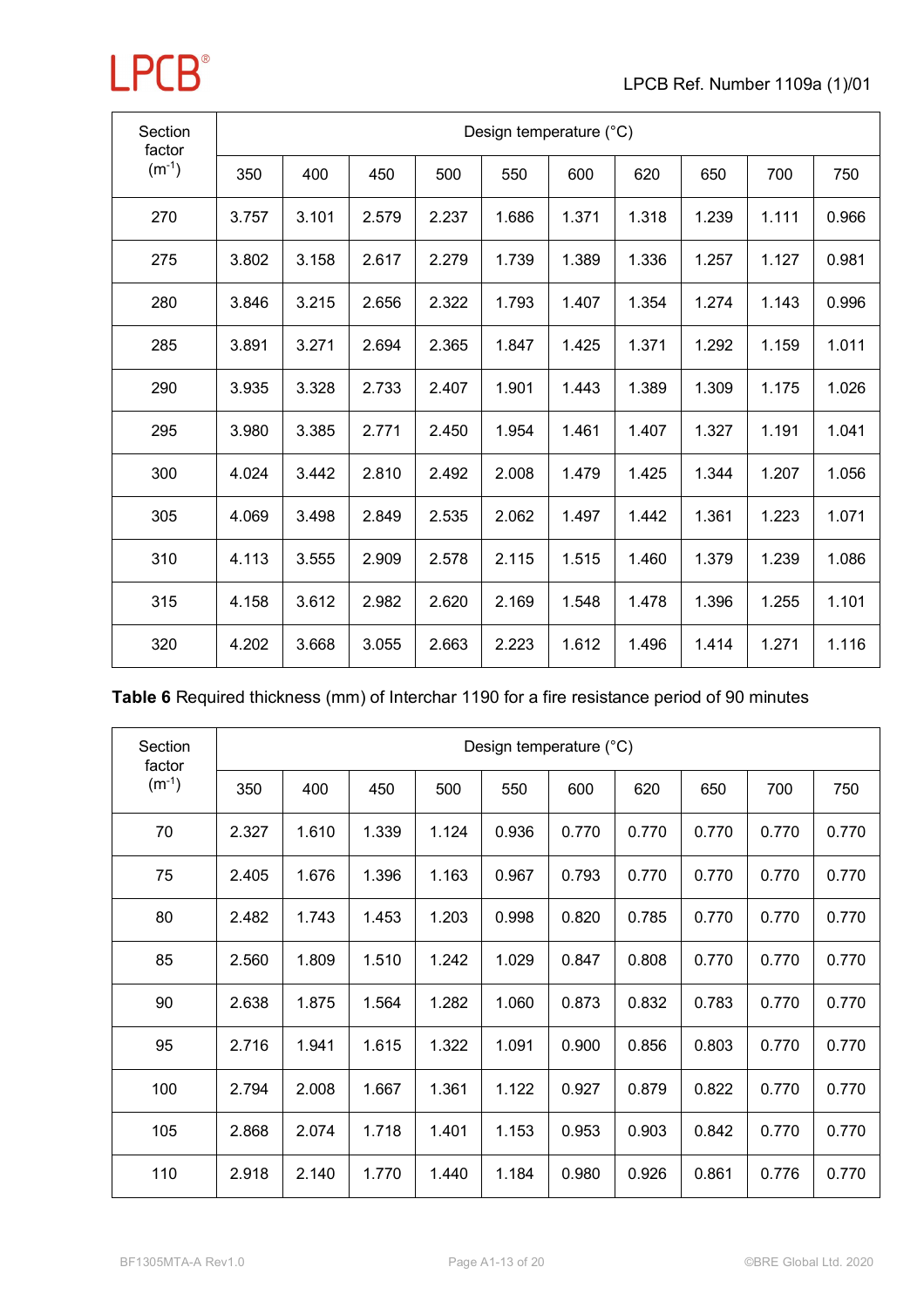| Section factor ($m^{-1}$) | Design temperature (°C) | | | | | | | | | |
|---|---|---|---|---|---|---|---|---|---|---|
| | 350 | 400 | 450 | 500 | 550 | 600 | 620 | 650 | 700 | 750 |
| 270 | 3.757 | 3.101 | 2.579 | 2.237 | 1.686 | 1.371 | 1.318 | 1.239 | 1.111 | 0.966 |
| 275 | 3.802 | 3.158 | 2.617 | 2.279 | 1.739 | 1.389 | 1.336 | 1.257 | 1.127 | 0.981 |
| 280 | 3.846 | 3.215 | 2.656 | 2.322 | 1.793 | 1.407 | 1.354 | 1.274 | 1.143 | 0.996 |
| 285 | 3.891 | 3.271 | 2.694 | 2.365 | 1.847 | 1.425 | 1.371 | 1.292 | 1.159 | 1.011 |
| 290 | 3.935 | 3.328 | 2.733 | 2.407 | 1.901 | 1.443 | 1.389 | 1.309 | 1.175 | 1.026 |
| 295 | 3.980 | 3.385 | 2.771 | 2.450 | 1.954 | 1.461 | 1.407 | 1.327 | 1.191 | 1.041 |
| 300 | 4.024 | 3.442 | 2.810 | 2.492 | 2.008 | 1.479 | 1.425 | 1.344 | 1.207 | 1.056 |
| 305 | 4.069 | 3.498 | 2.849 | 2.535 | 2.062 | 1.497 | 1.442 | 1.361 | 1.223 | 1.071 |
| 310 | 4.113 | 3.555 | 2.909 | 2.578 | 2.115 | 1.515 | 1.460 | 1.379 | 1.239 | 1.086 |
| 315 | 4.158 | 3.612 | 2.982 | 2.620 | 2.169 | 1.548 | 1.478 | 1.396 | 1.255 | 1.101 |
| 320 | 4.202 | 3.668 | 3.055 | 2.663 | 2.223 | 1.612 | 1.496 | 1.414 | 1.271 | 1.116 |

**Table 6** Required thickness (mm) of Interchar 1190 for a fire resistance period of 90 minutes

| Section factor ($m^{-1}$) | Design temperature (°C) | | | | | | | | | |
|---|---|---|---|---|---|---|---|---|---|---|
| | 350 | 400 | 450 | 500 | 550 | 600 | 620 | 650 | 700 | 750 |
| 70 | 2.327 | 1.610 | 1.339 | 1.124 | 0.936 | 0.770 | 0.770 | 0.770 | 0.770 | 0.770 |
| 75 | 2.405 | 1.676 | 1.396 | 1.163 | 0.967 | 0.793 | 0.770 | 0.770 | 0.770 | 0.770 |
| 80 | 2.482 | 1.743 | 1.453 | 1.203 | 0.998 | 0.820 | 0.785 | 0.770 | 0.770 | 0.770 |
| 85 | 2.560 | 1.809 | 1.510 | 1.242 | 1.029 | 0.847 | 0.808 | 0.770 | 0.770 | 0.770 |
| 90 | 2.638 | 1.875 | 1.564 | 1.282 | 1.060 | 0.873 | 0.832 | 0.783 | 0.770 | 0.770 |
| 95 | 2.716 | 1.941 | 1.615 | 1.322 | 1.091 | 0.900 | 0.856 | 0.803 | 0.770 | 0.770 |
| 100 | 2.794 | 2.008 | 1.667 | 1.361 | 1.122 | 0.927 | 0.879 | 0.822 | 0.770 | 0.770 |
| 105 | 2.868 | 2.074 | 1.718 | 1.401 | 1.153 | 0.953 | 0.903 | 0.842 | 0.770 | 0.770 |
| 110 | 2.918 | 2.140 | 1.770 | 1.440 | 1.184 | 0.980 | 0.926 | 0.861 | 0.776 | 0.770 |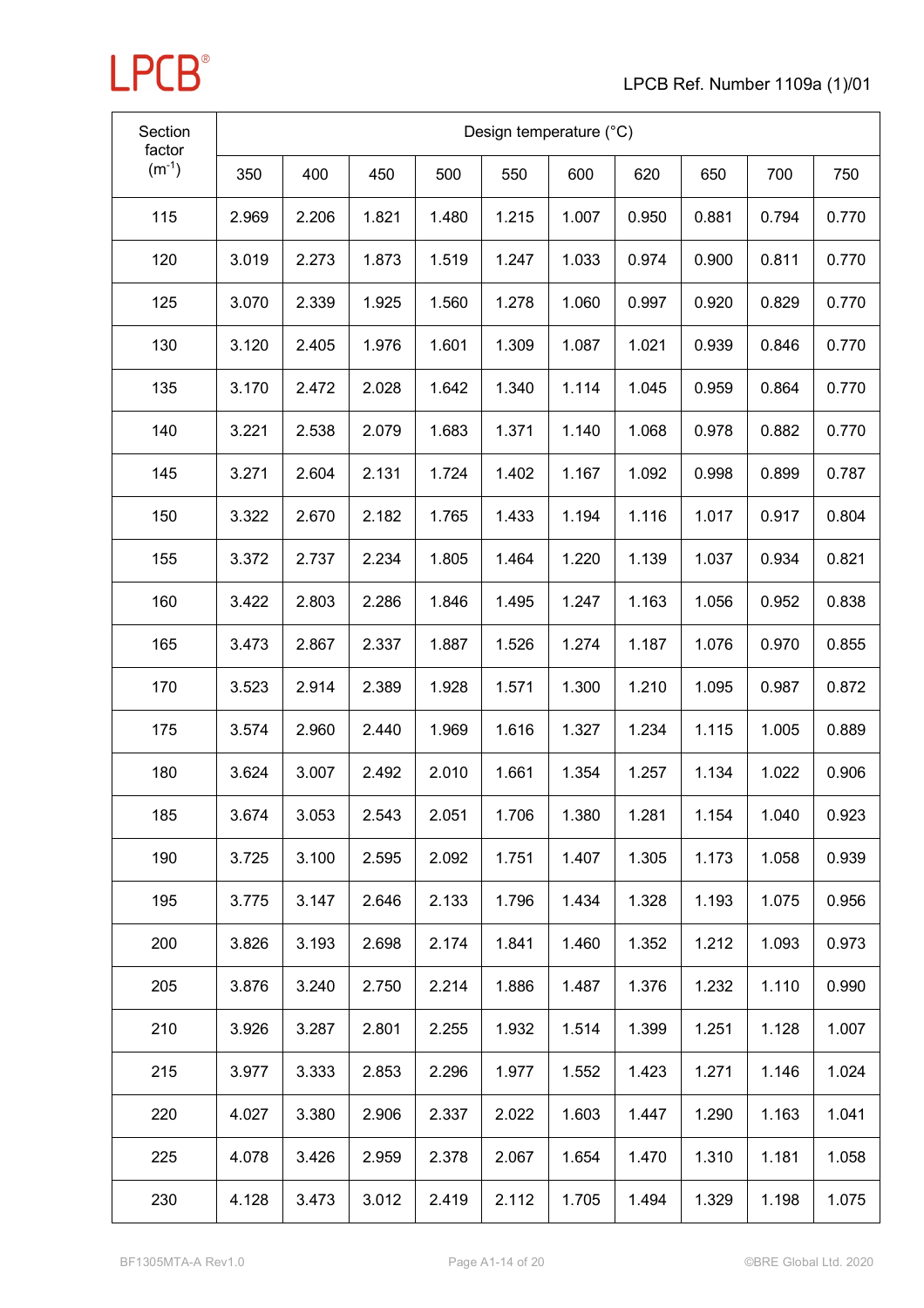| Section factor ($m^{-1}$) | Design temperature (°C) | | | | | | | | | |
|---|---|---|---|---|---|---|---|---|---|---|
| | 350 | 400 | 450 | 500 | 550 | 600 | 620 | 650 | 700 | 750 |
| 115 | 2.969 | 2.206 | 1.821 | 1.480 | 1.215 | 1.007 | 0.950 | 0.881 | 0.794 | 0.770 |
| 120 | 3.019 | 2.273 | 1.873 | 1.519 | 1.247 | 1.033 | 0.974 | 0.900 | 0.811 | 0.770 |
| 125 | 3.070 | 2.339 | 1.925 | 1.560 | 1.278 | 1.060 | 0.997 | 0.920 | 0.829 | 0.770 |
| 130 | 3.120 | 2.405 | 1.976 | 1.601 | 1.309 | 1.087 | 1.021 | 0.939 | 0.846 | 0.770 |
| 135 | 3.170 | 2.472 | 2.028 | 1.642 | 1.340 | 1.114 | 1.045 | 0.959 | 0.864 | 0.770 |
| 140 | 3.221 | 2.538 | 2.079 | 1.683 | 1.371 | 1.140 | 1.068 | 0.978 | 0.882 | 0.770 |
| 145 | 3.271 | 2.604 | 2.131 | 1.724 | 1.402 | 1.167 | 1.092 | 0.998 | 0.899 | 0.787 |
| 150 | 3.322 | 2.670 | 2.182 | 1.765 | 1.433 | 1.194 | 1.116 | 1.017 | 0.917 | 0.804 |
| 155 | 3.372 | 2.737 | 2.234 | 1.805 | 1.464 | 1.220 | 1.139 | 1.037 | 0.934 | 0.821 |
| 160 | 3.422 | 2.803 | 2.286 | 1.846 | 1.495 | 1.247 | 1.163 | 1.056 | 0.952 | 0.838 |
| 165 | 3.473 | 2.867 | 2.337 | 1.887 | 1.526 | 1.274 | 1.187 | 1.076 | 0.970 | 0.855 |
| 170 | 3.523 | 2.914 | 2.389 | 1.928 | 1.571 | 1.300 | 1.210 | 1.095 | 0.987 | 0.872 |
| 175 | 3.574 | 2.960 | 2.440 | 1.969 | 1.616 | 1.327 | 1.234 | 1.115 | 1.005 | 0.889 |
| 180 | 3.624 | 3.007 | 2.492 | 2.010 | 1.661 | 1.354 | 1.257 | 1.134 | 1.022 | 0.906 |
| 185 | 3.674 | 3.053 | 2.543 | 2.051 | 1.706 | 1.380 | 1.281 | 1.154 | 1.040 | 0.923 |
| 190 | 3.725 | 3.100 | 2.595 | 2.092 | 1.751 | 1.407 | 1.305 | 1.173 | 1.058 | 0.939 |
| 195 | 3.775 | 3.147 | 2.646 | 2.133 | 1.796 | 1.434 | 1.328 | 1.193 | 1.075 | 0.956 |
| 200 | 3.826 | 3.193 | 2.698 | 2.174 | 1.841 | 1.460 | 1.352 | 1.212 | 1.093 | 0.973 |
| 205 | 3.876 | 3.240 | 2.750 | 2.214 | 1.886 | 1.487 | 1.376 | 1.232 | 1.110 | 0.990 |
| 210 | 3.926 | 3.287 | 2.801 | 2.255 | 1.932 | 1.514 | 1.399 | 1.251 | 1.128 | 1.007 |
| 215 | 3.977 | 3.333 | 2.853 | 2.296 | 1.977 | 1.552 | 1.423 | 1.271 | 1.146 | 1.024 |
| 220 | 4.027 | 3.380 | 2.906 | 2.337 | 2.022 | 1.603 | 1.447 | 1.290 | 1.163 | 1.041 |
| 225 | 4.078 | 3.426 | 2.959 | 2.378 | 2.067 | 1.654 | 1.470 | 1.310 | 1.181 | 1.058 |
| 230 | 4.128 | 3.473 | 3.012 | 2.419 | 2.112 | 1.705 | 1.494 | 1.329 | 1.198 | 1.075 |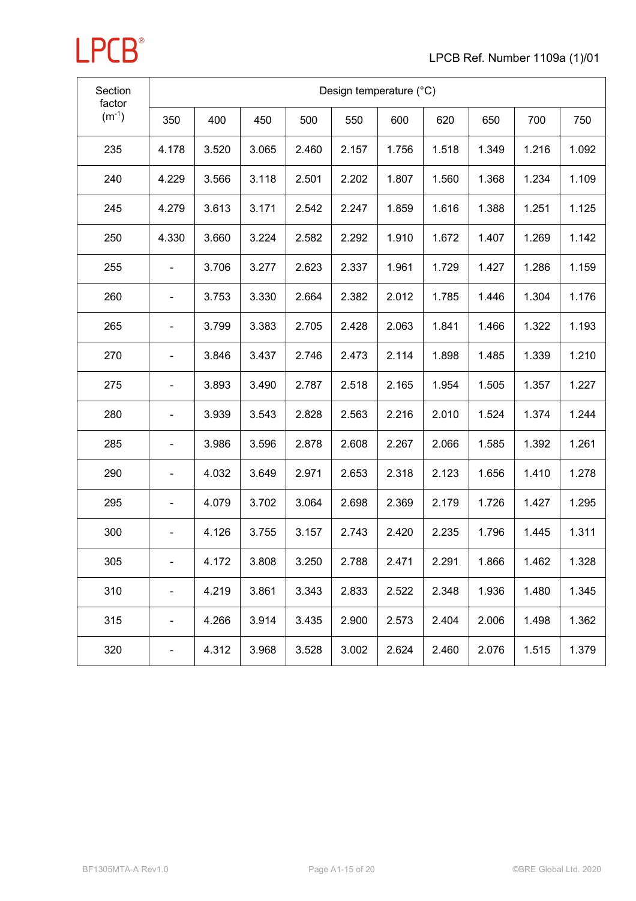| Section factor ($m^{-1}$) | Design temperature (°C) | | | | | | | | | |
|---|---|---|---|---|---|---|---|---|---|---|
| | 350 | 400 | 450 | 500 | 550 | 600 | 620 | 650 | 700 | 750 |
| 235 | 4.178 | 3.520 | 3.065 | 2.460 | 2.157 | 1.756 | 1.518 | 1.349 | 1.216 | 1.092 |
| 240 | 4.229 | 3.566 | 3.118 | 2.501 | 2.202 | 1.807 | 1.560 | 1.368 | 1.234 | 1.109 |
| 245 | 4.279 | 3.613 | 3.171 | 2.542 | 2.247 | 1.859 | 1.616 | 1.388 | 1.251 | 1.125 |
| 250 | 4.330 | 3.660 | 3.224 | 2.582 | 2.292 | 1.910 | 1.672 | 1.407 | 1.269 | 1.142 |
| 255 | - | 3.706 | 3.277 | 2.623 | 2.337 | 1.961 | 1.729 | 1.427 | 1.286 | 1.159 |
| 260 | - | 3.753 | 3.330 | 2.664 | 2.382 | 2.012 | 1.785 | 1.446 | 1.304 | 1.176 |
| 265 | - | 3.799 | 3.383 | 2.705 | 2.428 | 2.063 | 1.841 | 1.466 | 1.322 | 1.193 |
| 270 | - | 3.846 | 3.437 | 2.746 | 2.473 | 2.114 | 1.898 | 1.485 | 1.339 | 1.210 |
| 275 | - | 3.893 | 3.490 | 2.787 | 2.518 | 2.165 | 1.954 | 1.505 | 1.357 | 1.227 |
| 280 | - | 3.939 | 3.543 | 2.828 | 2.563 | 2.216 | 2.010 | 1.524 | 1.374 | 1.244 |
| 285 | - | 3.986 | 3.596 | 2.878 | 2.608 | 2.267 | 2.066 | 1.585 | 1.392 | 1.261 |
| 290 | - | 4.032 | 3.649 | 2.971 | 2.653 | 2.318 | 2.123 | 1.656 | 1.410 | 1.278 |
| 295 | - | 4.079 | 3.702 | 3.064 | 2.698 | 2.369 | 2.179 | 1.726 | 1.427 | 1.295 |
| 300 | - | 4.126 | 3.755 | 3.157 | 2.743 | 2.420 | 2.235 | 1.796 | 1.445 | 1.311 |
| 305 | - | 4.172 | 3.808 | 3.250 | 2.788 | 2.471 | 2.291 | 1.866 | 1.462 | 1.328 |
| 310 | - | 4.219 | 3.861 | 3.343 | 2.833 | 2.522 | 2.348 | 1.936 | 1.480 | 1.345 |
| 315 | - | 4.266 | 3.914 | 3.435 | 2.900 | 2.573 | 2.404 | 2.006 | 1.498 | 1.362 |
| 320 | - | 4.312 | 3.968 | 3.528 | 3.002 | 2.624 | 2.460 | 2.076 | 1.515 | 1.379 |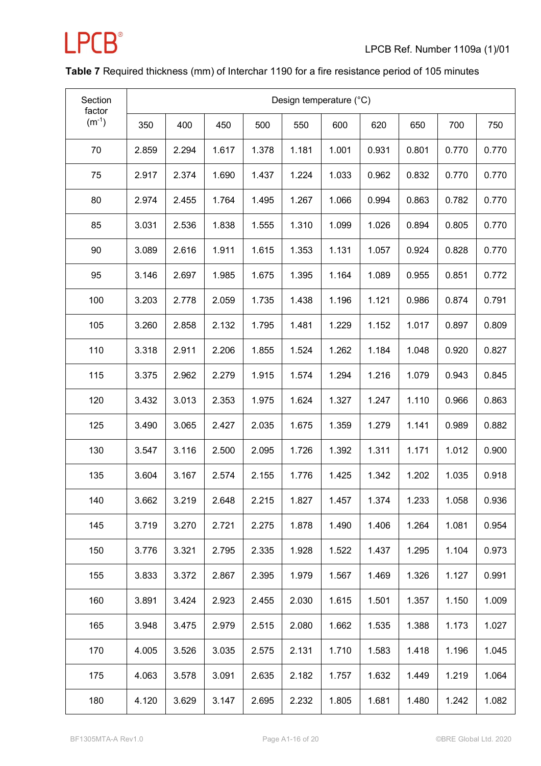**Table 7** Required thickness (mm) of Interchar 1190 for a fire resistance period of 105 minutes

| Section factor ($m^{-1}$) | Design temperature (°C) | | | | | | | | | |
|---|---|---|---|---|---|---|---|---|---|---|
| | 350 | 400 | 450 | 500 | 550 | 600 | 620 | 650 | 700 | 750 |
| 70 | 2.859 | 2.294 | 1.617 | 1.378 | 1.181 | 1.001 | 0.931 | 0.801 | 0.770 | 0.770 |
| 75 | 2.917 | 2.374 | 1.690 | 1.437 | 1.224 | 1.033 | 0.962 | 0.832 | 0.770 | 0.770 |
| 80 | 2.974 | 2.455 | 1.764 | 1.495 | 1.267 | 1.066 | 0.994 | 0.863 | 0.782 | 0.770 |
| 85 | 3.031 | 2.536 | 1.838 | 1.555 | 1.310 | 1.099 | 1.026 | 0.894 | 0.805 | 0.770 |
| 90 | 3.089 | 2.616 | 1.911 | 1.615 | 1.353 | 1.131 | 1.057 | 0.924 | 0.828 | 0.770 |
| 95 | 3.146 | 2.697 | 1.985 | 1.675 | 1.395 | 1.164 | 1.089 | 0.955 | 0.851 | 0.772 |
| 100 | 3.203 | 2.778 | 2.059 | 1.735 | 1.438 | 1.196 | 1.121 | 0.986 | 0.874 | 0.791 |
| 105 | 3.260 | 2.858 | 2.132 | 1.795 | 1.481 | 1.229 | 1.152 | 1.017 | 0.897 | 0.809 |
| 110 | 3.318 | 2.911 | 2.206 | 1.855 | 1.524 | 1.262 | 1.184 | 1.048 | 0.920 | 0.827 |
| 115 | 3.375 | 2.962 | 2.279 | 1.915 | 1.574 | 1.294 | 1.216 | 1.079 | 0.943 | 0.845 |
| 120 | 3.432 | 3.013 | 2.353 | 1.975 | 1.624 | 1.327 | 1.247 | 1.110 | 0.966 | 0.863 |
| 125 | 3.490 | 3.065 | 2.427 | 2.035 | 1.675 | 1.359 | 1.279 | 1.141 | 0.989 | 0.882 |
| 130 | 3.547 | 3.116 | 2.500 | 2.095 | 1.726 | 1.392 | 1.311 | 1.171 | 1.012 | 0.900 |
| 135 | 3.604 | 3.167 | 2.574 | 2.155 | 1.776 | 1.425 | 1.342 | 1.202 | 1.035 | 0.918 |
| 140 | 3.662 | 3.219 | 2.648 | 2.215 | 1.827 | 1.457 | 1.374 | 1.233 | 1.058 | 0.936 |
| 145 | 3.719 | 3.270 | 2.721 | 2.275 | 1.878 | 1.490 | 1.406 | 1.264 | 1.081 | 0.954 |
| 150 | 3.776 | 3.321 | 2.795 | 2.335 | 1.928 | 1.522 | 1.437 | 1.295 | 1.104 | 0.973 |
| 155 | 3.833 | 3.372 | 2.867 | 2.395 | 1.979 | 1.567 | 1.469 | 1.326 | 1.127 | 0.991 |
| 160 | 3.891 | 3.424 | 2.923 | 2.455 | 2.030 | 1.615 | 1.501 | 1.357 | 1.150 | 1.009 |
| 165 | 3.948 | 3.475 | 2.979 | 2.515 | 2.080 | 1.662 | 1.535 | 1.388 | 1.173 | 1.027 |
| 170 | 4.005 | 3.526 | 3.035 | 2.575 | 2.131 | 1.710 | 1.583 | 1.418 | 1.196 | 1.045 |
| 175 | 4.063 | 3.578 | 3.091 | 2.635 | 2.182 | 1.757 | 1.632 | 1.449 | 1.219 | 1.064 |
| 180 | 4.120 | 3.629 | 3.147 | 2.695 | 2.232 | 1.805 | 1.681 | 1.480 | 1.242 | 1.082 |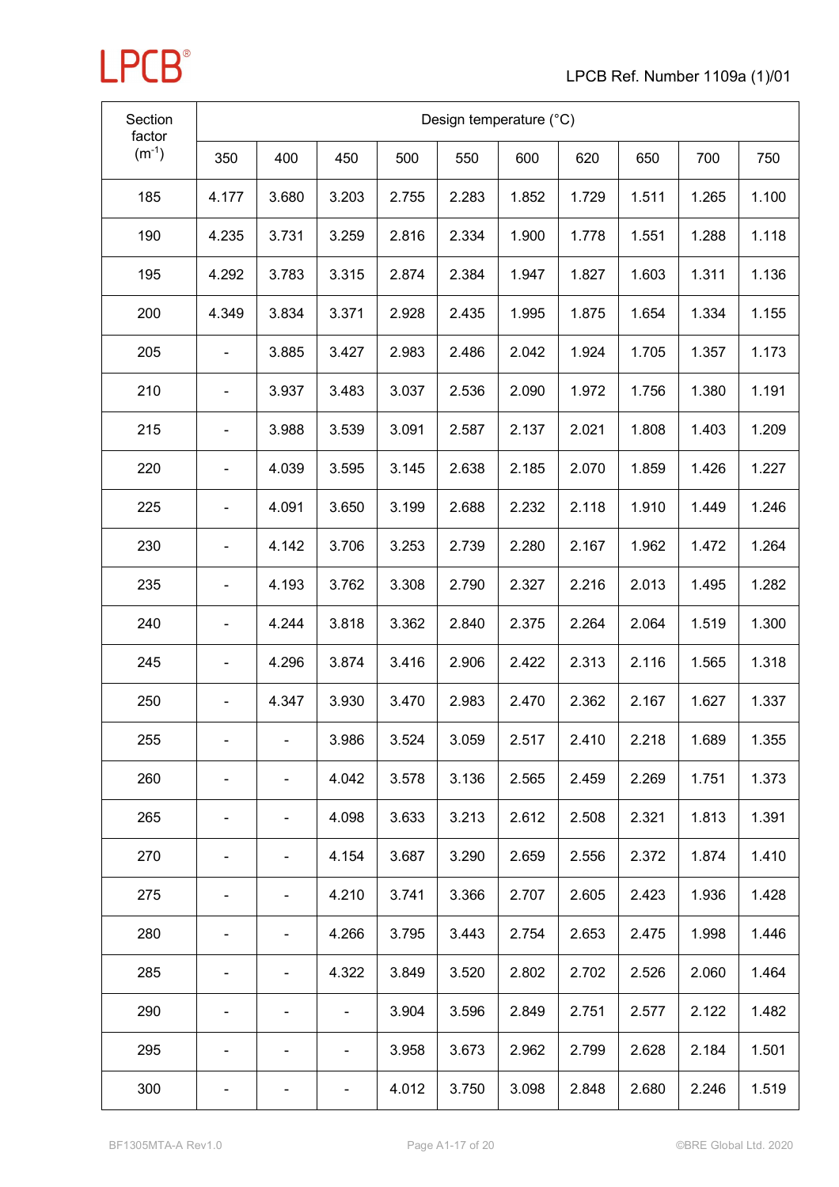| Section factor ($m^{-1}$) | Design temperature (°C) | | | | | | | | | |
|---|---|---|---|---|---|---|---|---|---|---|
| | 350 | 400 | 450 | 500 | 550 | 600 | 620 | 650 | 700 | 750 |
| 185 | 4.177 | 3.680 | 3.203 | 2.755 | 2.283 | 1.852 | 1.729 | 1.511 | 1.265 | 1.100 |
| 190 | 4.235 | 3.731 | 3.259 | 2.816 | 2.334 | 1.900 | 1.778 | 1.551 | 1.288 | 1.118 |
| 195 | 4.292 | 3.783 | 3.315 | 2.874 | 2.384 | 1.947 | 1.827 | 1.603 | 1.311 | 1.136 |
| 200 | 4.349 | 3.834 | 3.371 | 2.928 | 2.435 | 1.995 | 1.875 | 1.654 | 1.334 | 1.155 |
| 205 | - | 3.885 | 3.427 | 2.983 | 2.486 | 2.042 | 1.924 | 1.705 | 1.357 | 1.173 |
| 210 | - | 3.937 | 3.483 | 3.037 | 2.536 | 2.090 | 1.972 | 1.756 | 1.380 | 1.191 |
| 215 | - | 3.988 | 3.539 | 3.091 | 2.587 | 2.137 | 2.021 | 1.808 | 1.403 | 1.209 |
| 220 | - | 4.039 | 3.595 | 3.145 | 2.638 | 2.185 | 2.070 | 1.859 | 1.426 | 1.227 |
| 225 | - | 4.091 | 3.650 | 3.199 | 2.688 | 2.232 | 2.118 | 1.910 | 1.449 | 1.246 |
| 230 | - | 4.142 | 3.706 | 3.253 | 2.739 | 2.280 | 2.167 | 1.962 | 1.472 | 1.264 |
| 235 | - | 4.193 | 3.762 | 3.308 | 2.790 | 2.327 | 2.216 | 2.013 | 1.495 | 1.282 |
| 240 | - | 4.244 | 3.818 | 3.362 | 2.840 | 2.375 | 2.264 | 2.064 | 1.519 | 1.300 |
| 245 | - | 4.296 | 3.874 | 3.416 | 2.906 | 2.422 | 2.313 | 2.116 | 1.565 | 1.318 |
| 250 | - | 4.347 | 3.930 | 3.470 | 2.983 | 2.470 | 2.362 | 2.167 | 1.627 | 1.337 |
| 255 | - | - | 3.986 | 3.524 | 3.059 | 2.517 | 2.410 | 2.218 | 1.689 | 1.355 |
| 260 | - | - | 4.042 | 3.578 | 3.136 | 2.565 | 2.459 | 2.269 | 1.751 | 1.373 |
| 265 | - | - | 4.098 | 3.633 | 3.213 | 2.612 | 2.508 | 2.321 | 1.813 | 1.391 |
| 270 | - | - | 4.154 | 3.687 | 3.290 | 2.659 | 2.556 | 2.372 | 1.874 | 1.410 |
| 275 | - | - | 4.210 | 3.741 | 3.366 | 2.707 | 2.605 | 2.423 | 1.936 | 1.428 |
| 280 | - | - | 4.266 | 3.795 | 3.443 | 2.754 | 2.653 | 2.475 | 1.998 | 1.446 |
| 285 | - | - | 4.322 | 3.849 | 3.520 | 2.802 | 2.702 | 2.526 | 2.060 | 1.464 |
| 290 | - | - | - | 3.904 | 3.596 | 2.849 | 2.751 | 2.577 | 2.122 | 1.482 |
| 295 | - | - | - | 3.958 | 3.673 | 2.962 | 2.799 | 2.628 | 2.184 | 1.501 |
| 300 | - | - | - | 4.012 | 3.750 | 3.098 | 2.848 | 2.680 | 2.246 | 1.519 |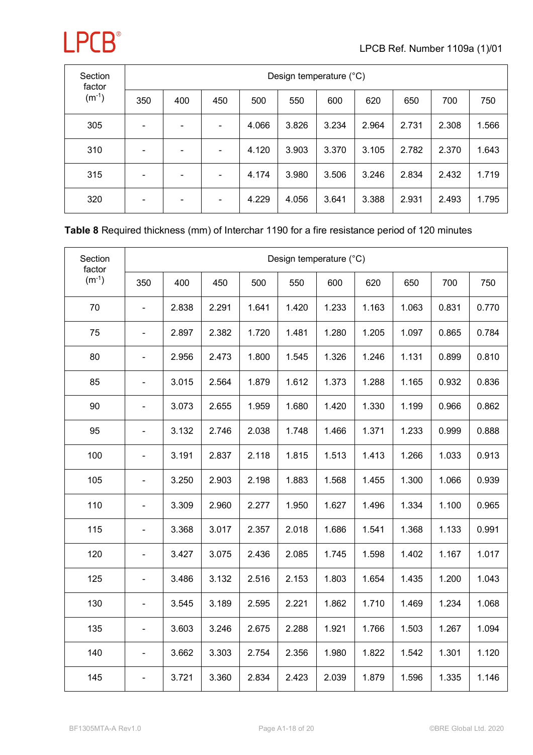| Section factor ($m^{-1}$) | Design temperature (°C) | | | | | | | | | |
|---|---|---|---|---|---|---|---|---|---|---|
| | 350 | 400 | 450 | 500 | 550 | 600 | 620 | 650 | 700 | 750 |
| 305 | - | - | - | 4.066 | 3.826 | 3.234 | 2.964 | 2.731 | 2.308 | 1.566 |
| 310 | - | - | - | 4.120 | 3.903 | 3.370 | 3.105 | 2.782 | 2.370 | 1.643 |
| 315 | - | - | - | 4.174 | 3.980 | 3.506 | 3.246 | 2.834 | 2.432 | 1.719 |
| 320 | - | - | - | 4.229 | 4.056 | 3.641 | 3.388 | 2.931 | 2.493 | 1.795 |

**Table 8** Required thickness (mm) of Interchar 1190 for a fire resistance period of 120 minutes

| Section factor ($m^{-1}$) | Design temperature (°C) | | | | | | | | | |
|---|---|---|---|---|---|---|---|---|---|---|
| | 350 | 400 | 450 | 500 | 550 | 600 | 620 | 650 | 700 | 750 |
| 70 | - | 2.838 | 2.291 | 1.641 | 1.420 | 1.233 | 1.163 | 1.063 | 0.831 | 0.770 |
| 75 | - | 2.897 | 2.382 | 1.720 | 1.481 | 1.280 | 1.205 | 1.097 | 0.865 | 0.784 |
| 80 | - | 2.956 | 2.473 | 1.800 | 1.545 | 1.326 | 1.246 | 1.131 | 0.899 | 0.810 |
| 85 | - | 3.015 | 2.564 | 1.879 | 1.612 | 1.373 | 1.288 | 1.165 | 0.932 | 0.836 |
| 90 | - | 3.073 | 2.655 | 1.959 | 1.680 | 1.420 | 1.330 | 1.199 | 0.966 | 0.862 |
| 95 | - | 3.132 | 2.746 | 2.038 | 1.748 | 1.466 | 1.371 | 1.233 | 0.999 | 0.888 |
| 100 | - | 3.191 | 2.837 | 2.118 | 1.815 | 1.513 | 1.413 | 1.266 | 1.033 | 0.913 |
| 105 | - | 3.250 | 2.903 | 2.198 | 1.883 | 1.568 | 1.455 | 1.300 | 1.066 | 0.939 |
| 110 | - | 3.309 | 2.960 | 2.277 | 1.950 | 1.627 | 1.496 | 1.334 | 1.100 | 0.965 |
| 115 | - | 3.368 | 3.017 | 2.357 | 2.018 | 1.686 | 1.541 | 1.368 | 1.133 | 0.991 |
| 120 | - | 3.427 | 3.075 | 2.436 | 2.085 | 1.745 | 1.598 | 1.402 | 1.167 | 1.017 |
| 125 | - | 3.486 | 3.132 | 2.516 | 2.153 | 1.803 | 1.654 | 1.435 | 1.200 | 1.043 |
| 130 | - | 3.545 | 3.189 | 2.595 | 2.221 | 1.862 | 1.710 | 1.469 | 1.234 | 1.068 |
| 135 | - | 3.603 | 3.246 | 2.675 | 2.288 | 1.921 | 1.766 | 1.503 | 1.267 | 1.094 |
| 140 | - | 3.662 | 3.303 | 2.754 | 2.356 | 1.980 | 1.822 | 1.542 | 1.301 | 1.120 |
| 145 | - | 3.721 | 3.360 | 2.834 | 2.423 | 2.039 | 1.879 | 1.596 | 1.335 | 1.146 |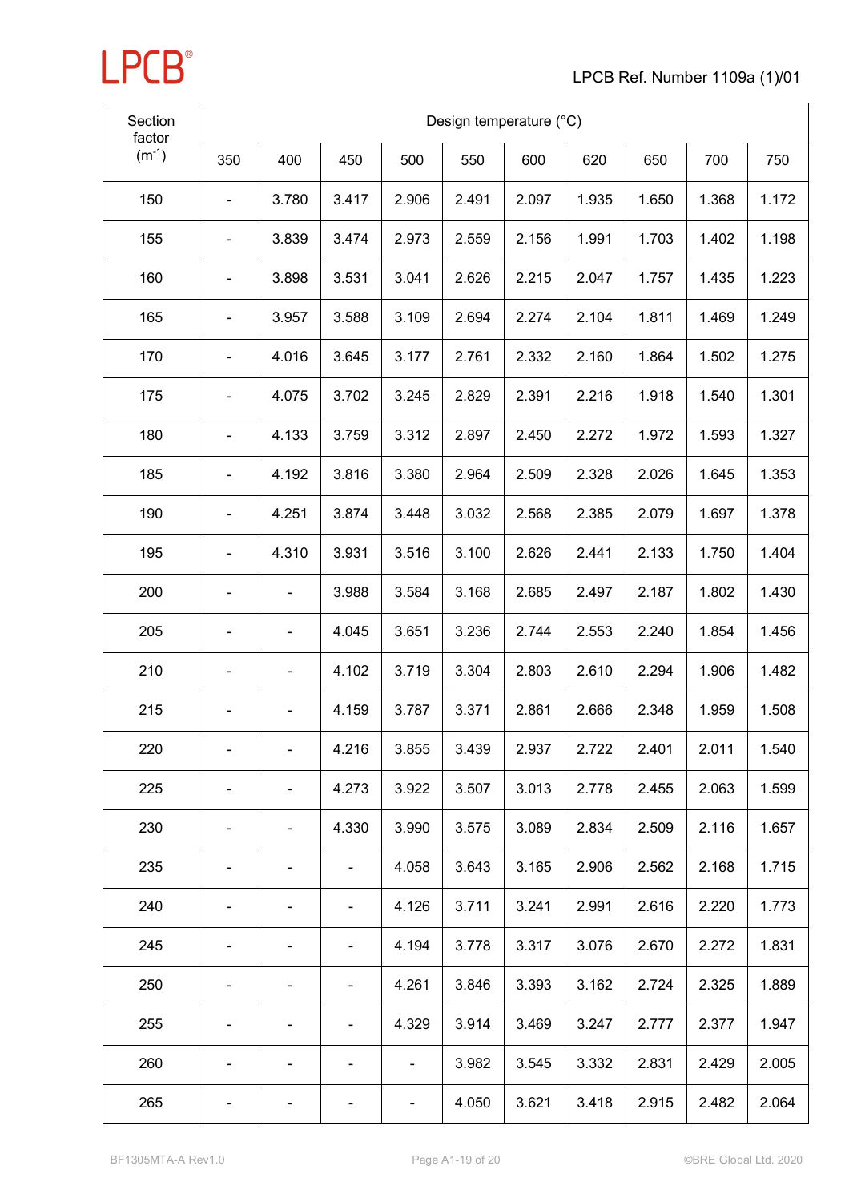| Section factor ($m^{-1}$) | Design temperature (°C) | | | | | | | | | |
|---|---|---|---|---|---|---|---|---|---|---|
| | 350 | 400 | 450 | 500 | 550 | 600 | 620 | 650 | 700 | 750 |
| 150 | - | 3.780 | 3.417 | 2.906 | 2.491 | 2.097 | 1.935 | 1.650 | 1.368 | 1.172 |
| 155 | - | 3.839 | 3.474 | 2.973 | 2.559 | 2.156 | 1.991 | 1.703 | 1.402 | 1.198 |
| 160 | - | 3.898 | 3.531 | 3.041 | 2.626 | 2.215 | 2.047 | 1.757 | 1.435 | 1.223 |
| 165 | - | 3.957 | 3.588 | 3.109 | 2.694 | 2.274 | 2.104 | 1.811 | 1.469 | 1.249 |
| 170 | - | 4.016 | 3.645 | 3.177 | 2.761 | 2.332 | 2.160 | 1.864 | 1.502 | 1.275 |
| 175 | - | 4.075 | 3.702 | 3.245 | 2.829 | 2.391 | 2.216 | 1.918 | 1.540 | 1.301 |
| 180 | - | 4.133 | 3.759 | 3.312 | 2.897 | 2.450 | 2.272 | 1.972 | 1.593 | 1.327 |
| 185 | - | 4.192 | 3.816 | 3.380 | 2.964 | 2.509 | 2.328 | 2.026 | 1.645 | 1.353 |
| 190 | - | 4.251 | 3.874 | 3.448 | 3.032 | 2.568 | 2.385 | 2.079 | 1.697 | 1.378 |
| 195 | - | 4.310 | 3.931 | 3.516 | 3.100 | 2.626 | 2.441 | 2.133 | 1.750 | 1.404 |
| 200 | - | - | 3.988 | 3.584 | 3.168 | 2.685 | 2.497 | 2.187 | 1.802 | 1.430 |
| 205 | - | - | 4.045 | 3.651 | 3.236 | 2.744 | 2.553 | 2.240 | 1.854 | 1.456 |
| 210 | - | - | 4.102 | 3.719 | 3.304 | 2.803 | 2.610 | 2.294 | 1.906 | 1.482 |
| 215 | - | - | 4.159 | 3.787 | 3.371 | 2.861 | 2.666 | 2.348 | 1.959 | 1.508 |
| 220 | - | - | 4.216 | 3.855 | 3.439 | 2.937 | 2.722 | 2.401 | 2.011 | 1.540 |
| 225 | - | - | 4.273 | 3.922 | 3.507 | 3.013 | 2.778 | 2.455 | 2.063 | 1.599 |
| 230 | - | - | 4.330 | 3.990 | 3.575 | 3.089 | 2.834 | 2.509 | 2.116 | 1.657 |
| 235 | - | - | - | 4.058 | 3.643 | 3.165 | 2.906 | 2.562 | 2.168 | 1.715 |
| 240 | - | - | - | 4.126 | 3.711 | 3.241 | 2.991 | 2.616 | 2.220 | 1.773 |
| 245 | - | - | - | 4.194 | 3.778 | 3.317 | 3.076 | 2.670 | 2.272 | 1.831 |
| 250 | - | - | - | 4.261 | 3.846 | 3.393 | 3.162 | 2.724 | 2.325 | 1.889 |
| 255 | - | - | - | 4.329 | 3.914 | 3.469 | 3.247 | 2.777 | 2.377 | 1.947 |
| 260 | - | - | - | - | 3.982 | 3.545 | 3.332 | 2.831 | 2.429 | 2.005 |
| 265 | - | - | - | - | 4.050 | 3.621 | 3.418 | 2.915 | 2.482 | 2.064 |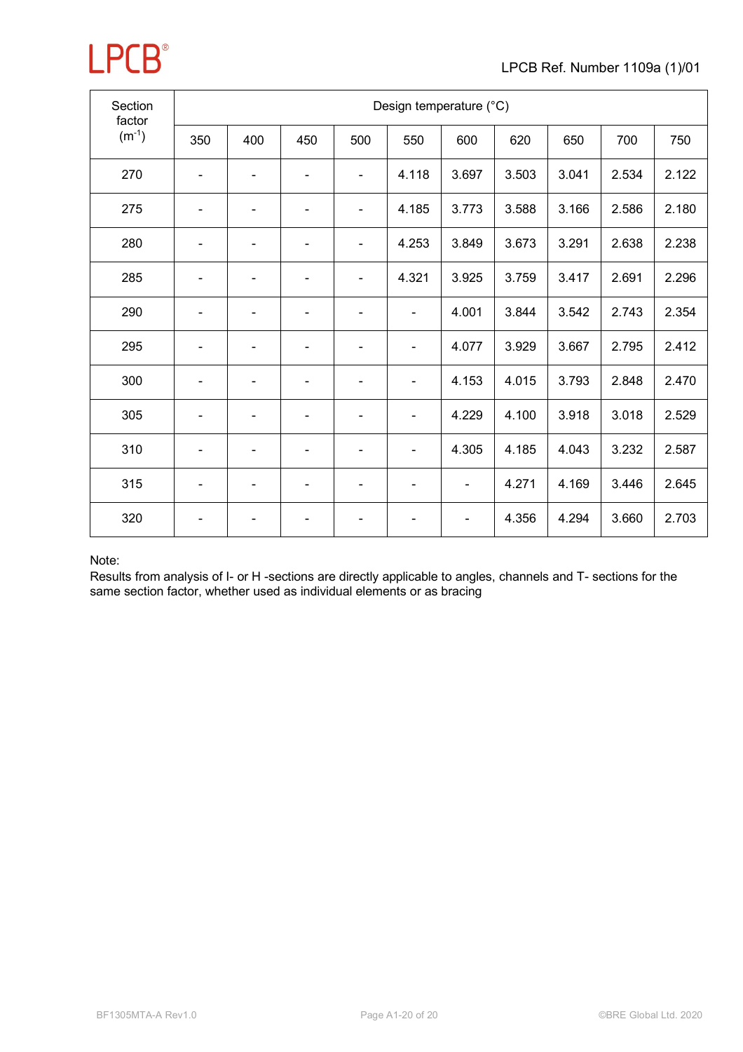| Section factor ($m^{-1}$) | Design temperature (°C) | | | | | | | | | |
|---|---|---|---|---|---|---|---|---|---|---|
| | 350 | 400 | 450 | 500 | 550 | 600 | 620 | 650 | 700 | 750 |
| 270 | - | - | - | - | 4.118 | 3.697 | 3.503 | 3.041 | 2.534 | 2.122 |
| 275 | - | - | - | - | 4.185 | 3.773 | 3.588 | 3.166 | 2.586 | 2.180 |
| 280 | - | - | - | - | 4.253 | 3.849 | 3.673 | 3.291 | 2.638 | 2.238 |
| 285 | - | - | - | - | 4.321 | 3.925 | 3.759 | 3.417 | 2.691 | 2.296 |
| 290 | - | - | - | - | - | 4.001 | 3.844 | 3.542 | 2.743 | 2.354 |
| 295 | - | - | - | - | - | 4.077 | 3.929 | 3.667 | 2.795 | 2.412 |
| 300 | - | - | - | - | - | 4.153 | 4.015 | 3.793 | 2.848 | 2.470 |
| 305 | - | - | - | - | - | 4.229 | 4.100 | 3.918 | 3.018 | 2.529 |
| 310 | - | - | - | - | - | 4.305 | 4.185 | 4.043 | 3.232 | 2.587 |
| 315 | - | - | - | - | - | - | 4.271 | 4.169 | 3.446 | 2.645 |
| 320 | - | - | - | - | - | - | 4.356 | 4.294 | 3.660 | 2.703 |

Note:
Results from analysis of I- or H -sections are directly applicable to angles, channels and T- sections for the same section factor, whether used as individual elements or as bracing